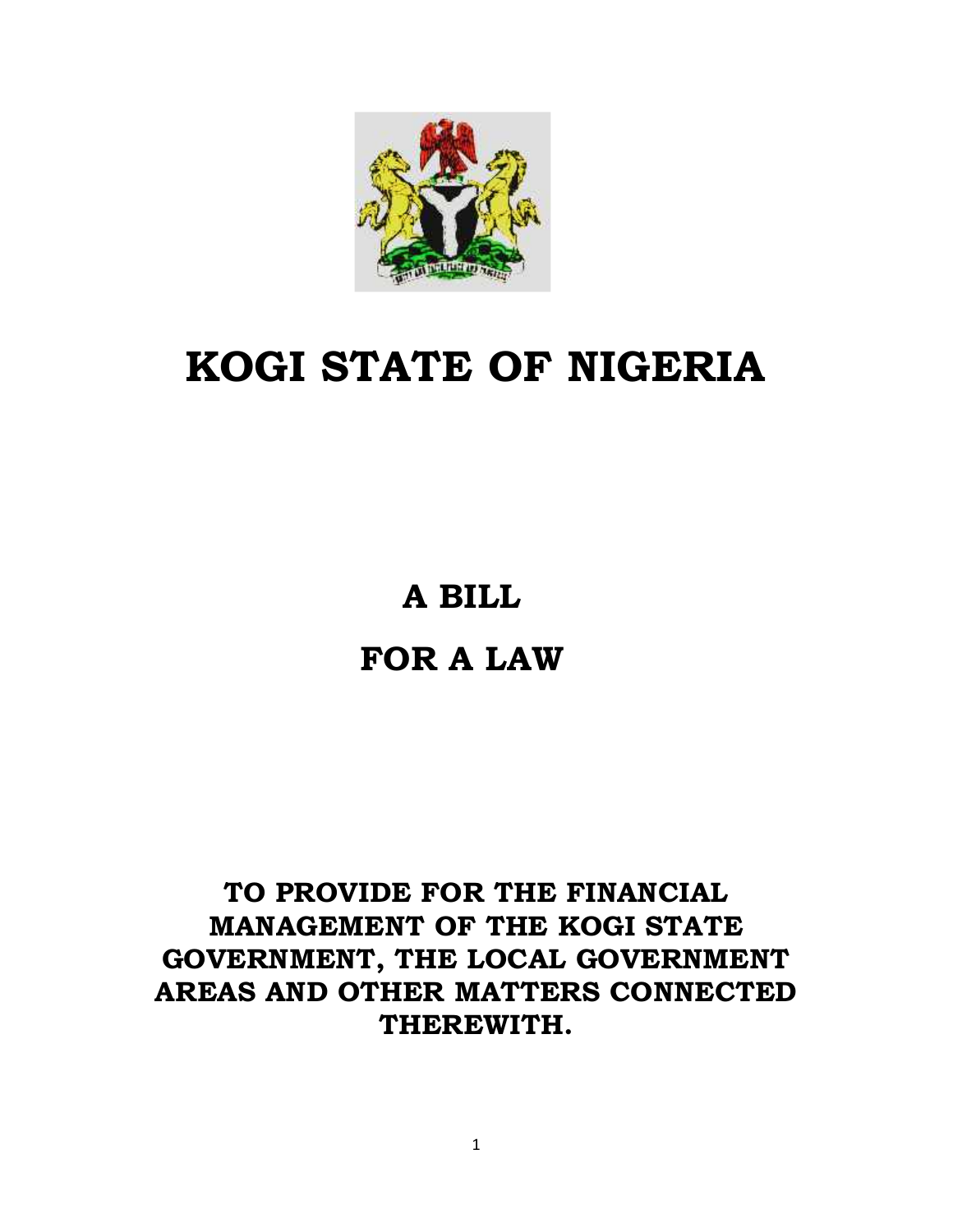# KOGI STATE OF NIGERIA

## A BILL

## FOR A LAW

**TO PROVIDE FOR THE FINANCIAL MANAGEMENT OF THE KOGI STATE GOVERNMENT, THE LOCAL GOVERNMENT AREAS AND OTHER MATTERS CONNECTED THEREWITH.**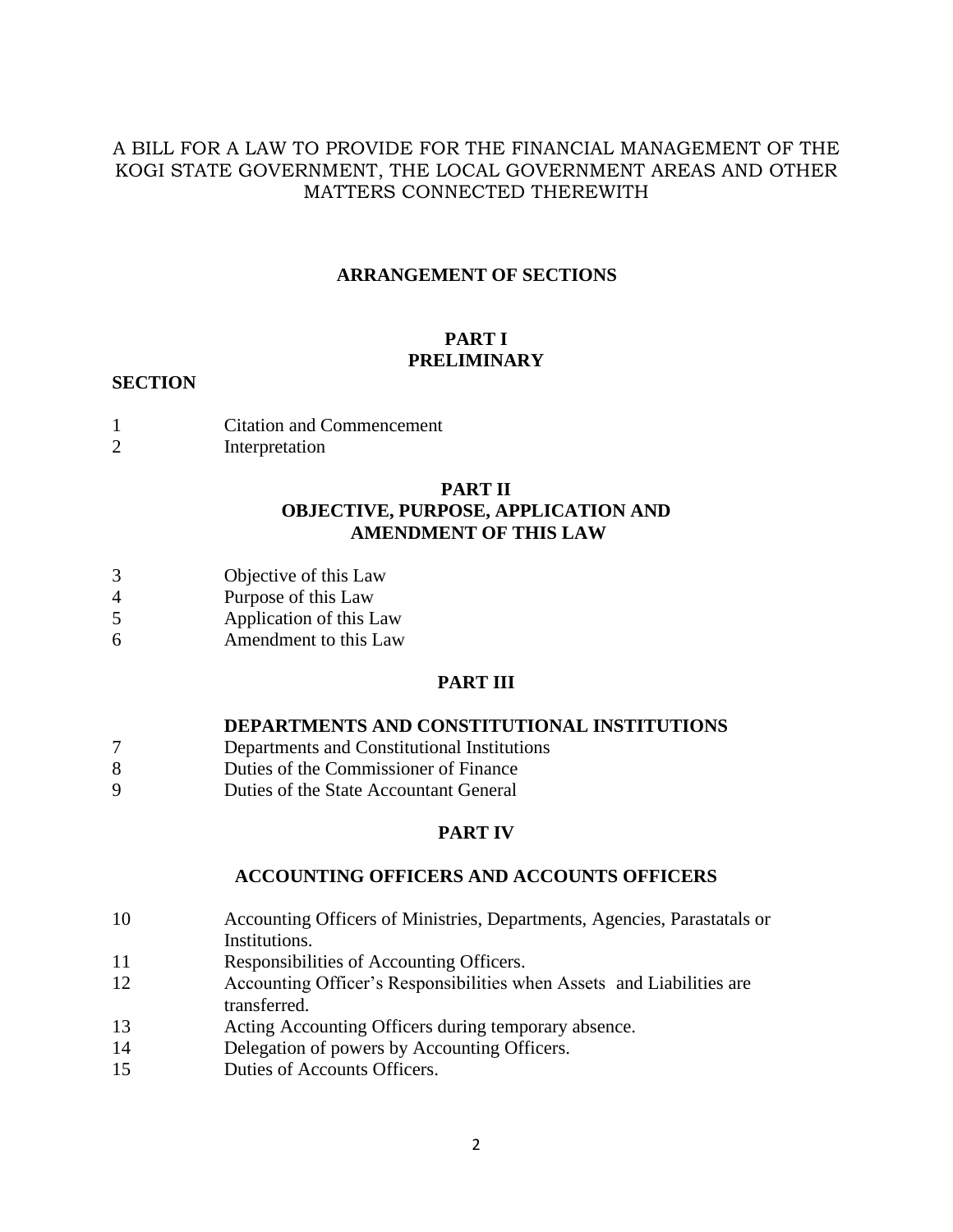A BILL FOR A LAW TO PROVIDE FOR THE FINANCIAL MANAGEMENT OF THE KOGI STATE GOVERNMENT, THE LOCAL GOVERNMENT AREAS AND OTHER MATTERS CONNECTED THEREWITH

## ARRANGEMENT OF SECTIONS

### PART I
### PRELIMINARY

**SECTION**

1 Citation and Commencement
2 Interpretation

### PART II
### OBJECTIVE, PURPOSE, APPLICATION AND AMENDMENT OF THIS LAW

3 Objective of this Law
4 Purpose of this Law
5 Application of this Law
6 Amendment to this Law

### PART III

### DEPARTMENTS AND CONSTITUTIONAL INSTITUTIONS

7 Departments and Constitutional Institutions
8 Duties of the Commissioner of Finance
9 Duties of the State Accountant General

### PART IV

### ACCOUNTING OFFICERS AND ACCOUNTS OFFICERS

10 Accounting Officers of Ministries, Departments, Agencies, Parastatals or Institutions.
11 Responsibilities of Accounting Officers.
12 Accounting Officer's Responsibilities when Assets and Liabilities are transferred.
13 Acting Accounting Officers during temporary absence.
14 Delegation of powers by Accounting Officers.
15 Duties of Accounts Officers.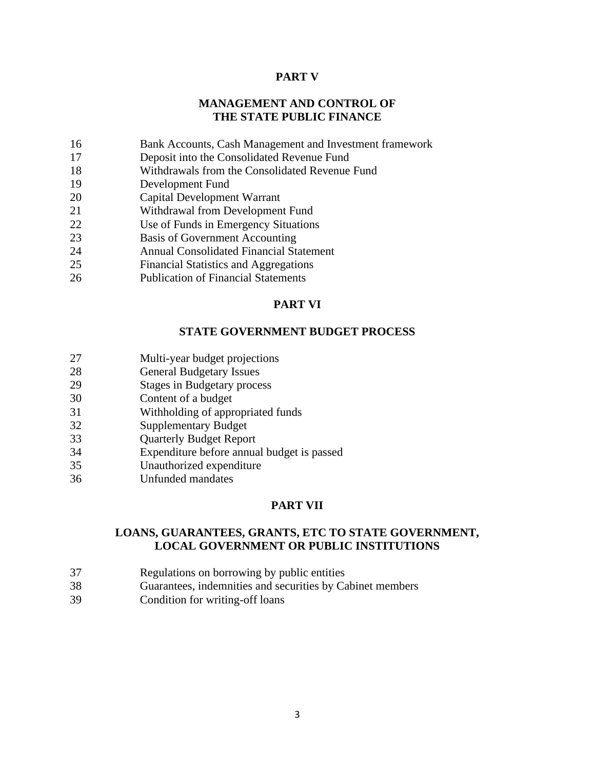## PART V

## MANAGEMENT AND CONTROL OF THE STATE PUBLIC FINANCE

16 Bank Accounts, Cash Management and Investment framework
17 Deposit into the Consolidated Revenue Fund
18 Withdrawals from the Consolidated Revenue Fund
19 Development Fund
20 Capital Development Warrant
21 Withdrawal from Development Fund
22 Use of Funds in Emergency Situations
23 Basis of Government Accounting
24 Annual Consolidated Financial Statement
25 Financial Statistics and Aggregations
26 Publication of Financial Statements

## PART VI

## STATE GOVERNMENT BUDGET PROCESS

27 Multi-year budget projections
28 General Budgetary Issues
29 Stages in Budgetary process
30 Content of a budget
31 Withholding of appropriated funds
32 Supplementary Budget
33 Quarterly Budget Report
34 Expenditure before annual budget is passed
35 Unauthorized expenditure
36 Unfunded mandates

## PART VII

## LOANS, GUARANTEES, GRANTS, ETC TO STATE GOVERNMENT, LOCAL GOVERNMENT OR PUBLIC INSTITUTIONS

37 Regulations on borrowing by public entities
38 Guarantees, indemnities and securities by Cabinet members
39 Condition for writing-off loans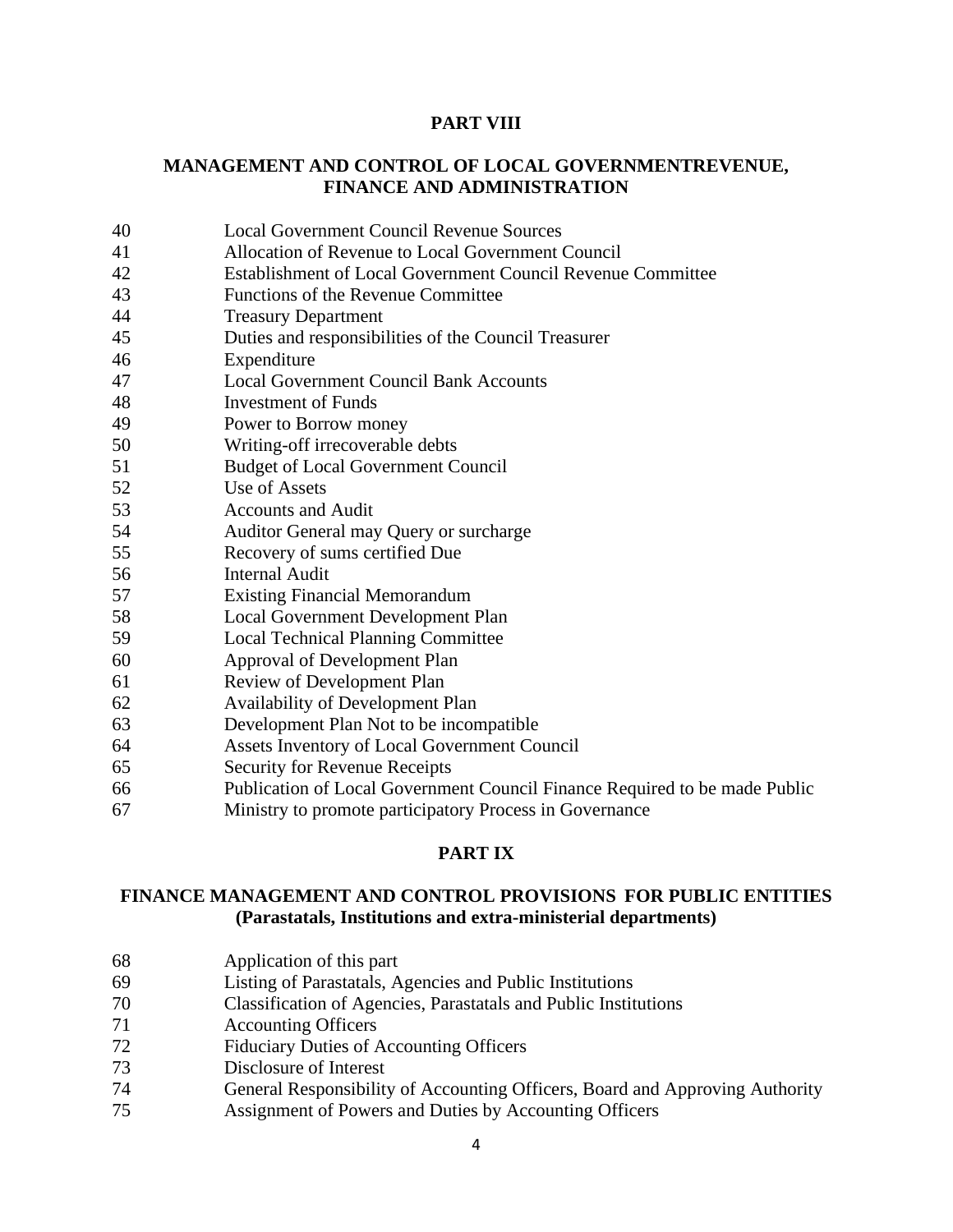## PART VIII

## MANAGEMENT AND CONTROL OF LOCAL GOVERNMENTREVENUE, FINANCE AND ADMINISTRATION

| | |
|---|---|
| 40 | Local Government Council Revenue Sources |
| 41 | Allocation of Revenue to Local Government Council |
| 42 | Establishment of Local Government Council Revenue Committee |
| 43 | Functions of the Revenue Committee |
| 44 | Treasury Department |
| 45 | Duties and responsibilities of the Council Treasurer |
| 46 | Expenditure |
| 47 | Local Government Council Bank Accounts |
| 48 | Investment of Funds |
| 49 | Power to Borrow money |
| 50 | Writing-off irrecoverable debts |
| 51 | Budget of Local Government Council |
| 52 | Use of Assets |
| 53 | Accounts and Audit |
| 54 | Auditor General may Query or surcharge |
| 55 | Recovery of sums certified Due |
| 56 | Internal Audit |
| 57 | Existing Financial Memorandum |
| 58 | Local Government Development Plan |
| 59 | Local Technical Planning Committee |
| 60 | Approval of Development Plan |
| 61 | Review of Development Plan |
| 62 | Availability of Development Plan |
| 63 | Development Plan Not to be incompatible |
| 64 | Assets Inventory of Local Government Council |
| 65 | Security for Revenue Receipts |
| 66 | Publication of Local Government Council Finance Required to be made Public |
| 67 | Ministry to promote participatory Process in Governance |

## PART IX

## FINANCE MANAGEMENT AND CONTROL PROVISIONS FOR PUBLIC ENTITIES (Parastatals, Institutions and extra-ministerial departments)

| | |
|---|---|
| 68 | Application of this part |
| 69 | Listing of Parastatals, Agencies and Public Institutions |
| 70 | Classification of Agencies, Parastatals and Public Institutions |
| 71 | Accounting Officers |
| 72 | Fiduciary Duties of Accounting Officers |
| 73 | Disclosure of Interest |
| 74 | General Responsibility of Accounting Officers, Board and Approving Authority |
| 75 | Assignment of Powers and Duties by Accounting Officers |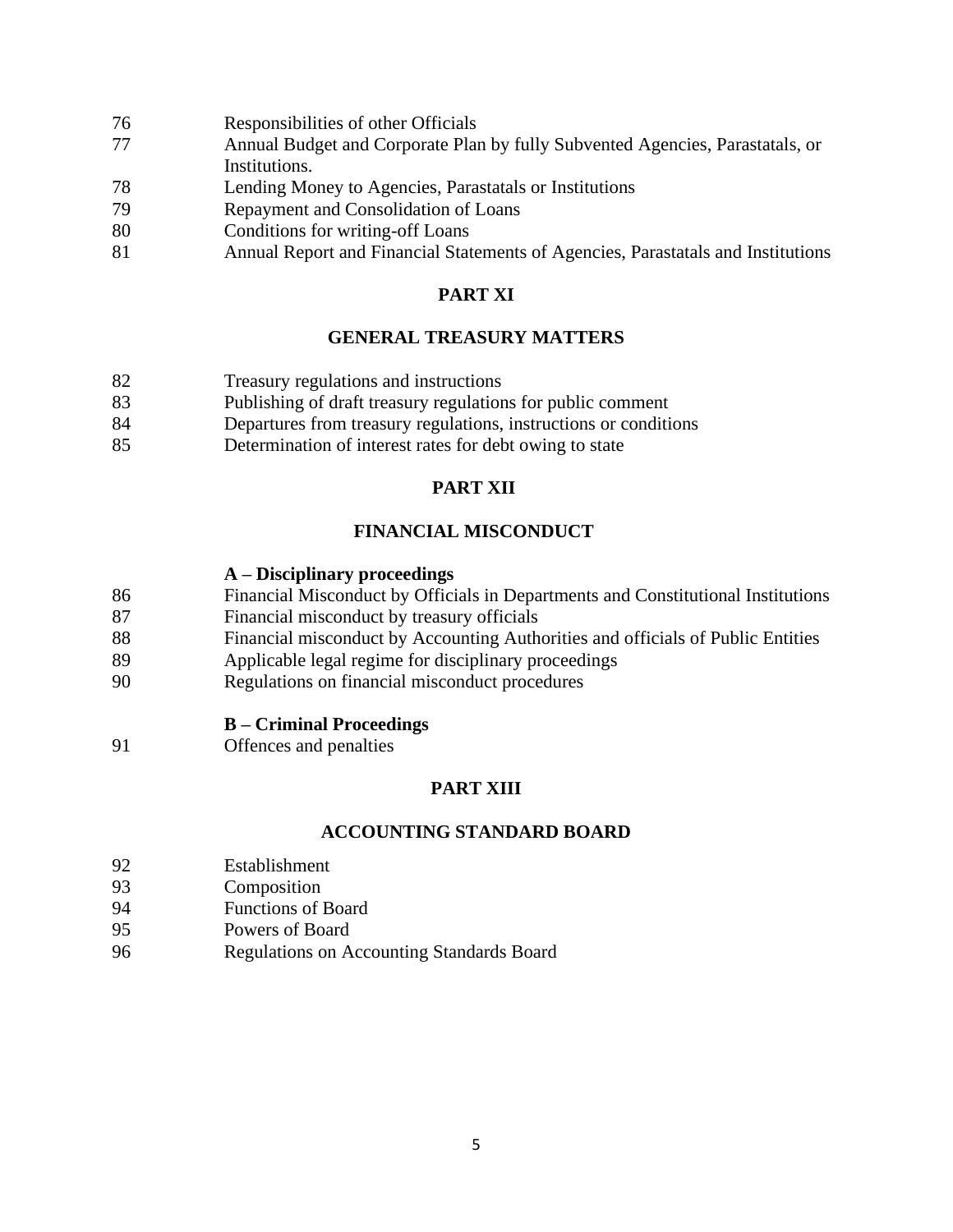76 Responsibilities of other Officials
77 Annual Budget and Corporate Plan by fully Subvented Agencies, Parastatals, or Institutions.
78 Lending Money to Agencies, Parastatals or Institutions
79 Repayment and Consolidation of Loans
80 Conditions for writing-off Loans
81 Annual Report and Financial Statements of Agencies, Parastatals and Institutions

## PART XI

## GENERAL TREASURY MATTERS

82 Treasury regulations and instructions
83 Publishing of draft treasury regulations for public comment
84 Departures from treasury regulations, instructions or conditions
85 Determination of interest rates for debt owing to state

## PART XII

## FINANCIAL MISCONDUCT

### A – Disciplinary proceedings

86 Financial Misconduct by Officials in Departments and Constitutional Institutions
87 Financial misconduct by treasury officials
88 Financial misconduct by Accounting Authorities and officials of Public Entities
89 Applicable legal regime for disciplinary proceedings
90 Regulations on financial misconduct procedures

### B – Criminal Proceedings

91 Offences and penalties

## PART XIII

## ACCOUNTING STANDARD BOARD

92 Establishment
93 Composition
94 Functions of Board
95 Powers of Board
96 Regulations on Accounting Standards Board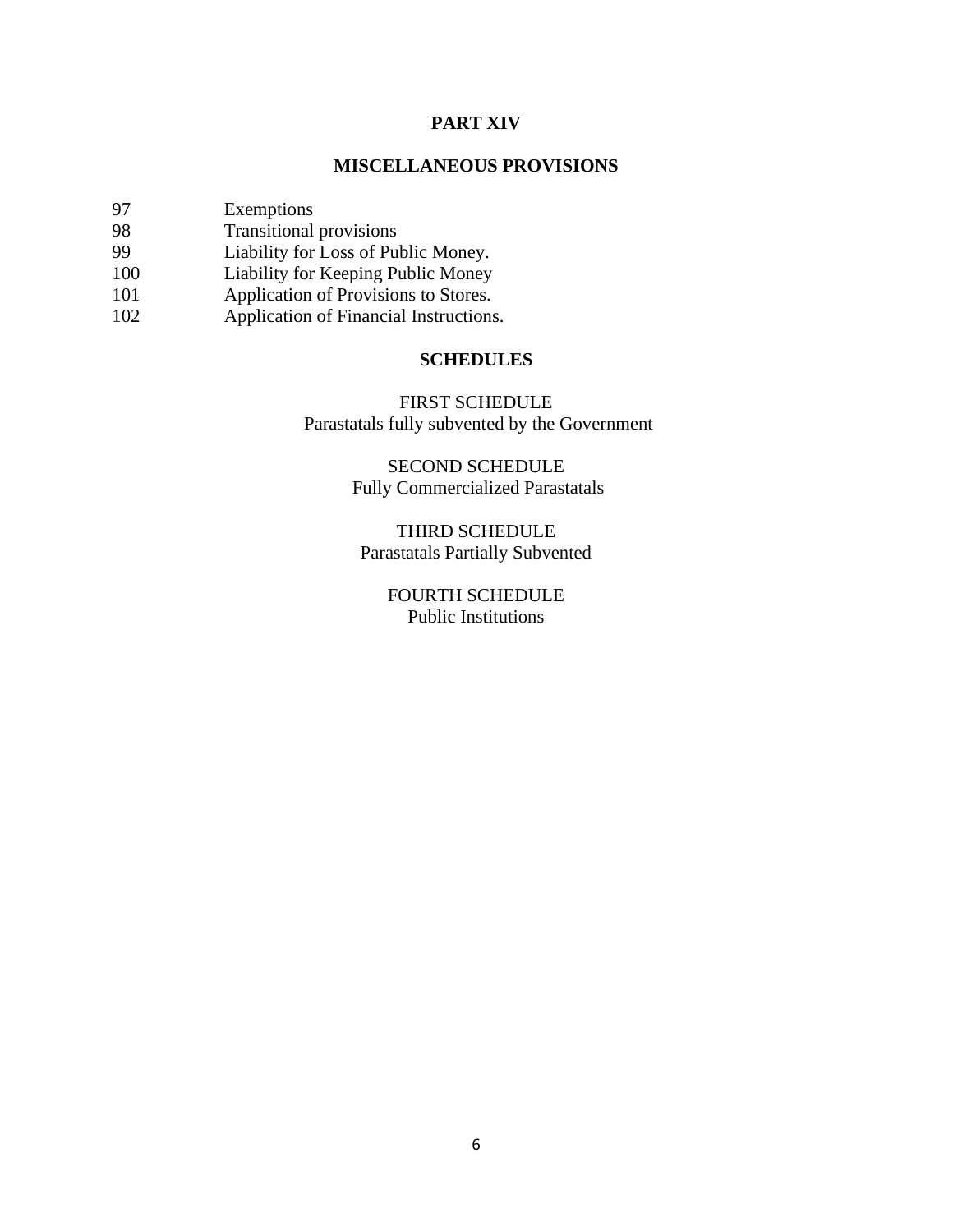## PART XIV

## MISCELLANEOUS PROVISIONS

97 Exemptions
98 Transitional provisions
99 Liability for Loss of Public Money.
100 Liability for Keeping Public Money
101 Application of Provisions to Stores.
102 Application of Financial Instructions.

## SCHEDULES

FIRST SCHEDULE
Parastatals fully subvented by the Government

SECOND SCHEDULE
Fully Commercialized Parastatals

THIRD SCHEDULE
Parastatals Partially Subvented

FOURTH SCHEDULE
Public Institutions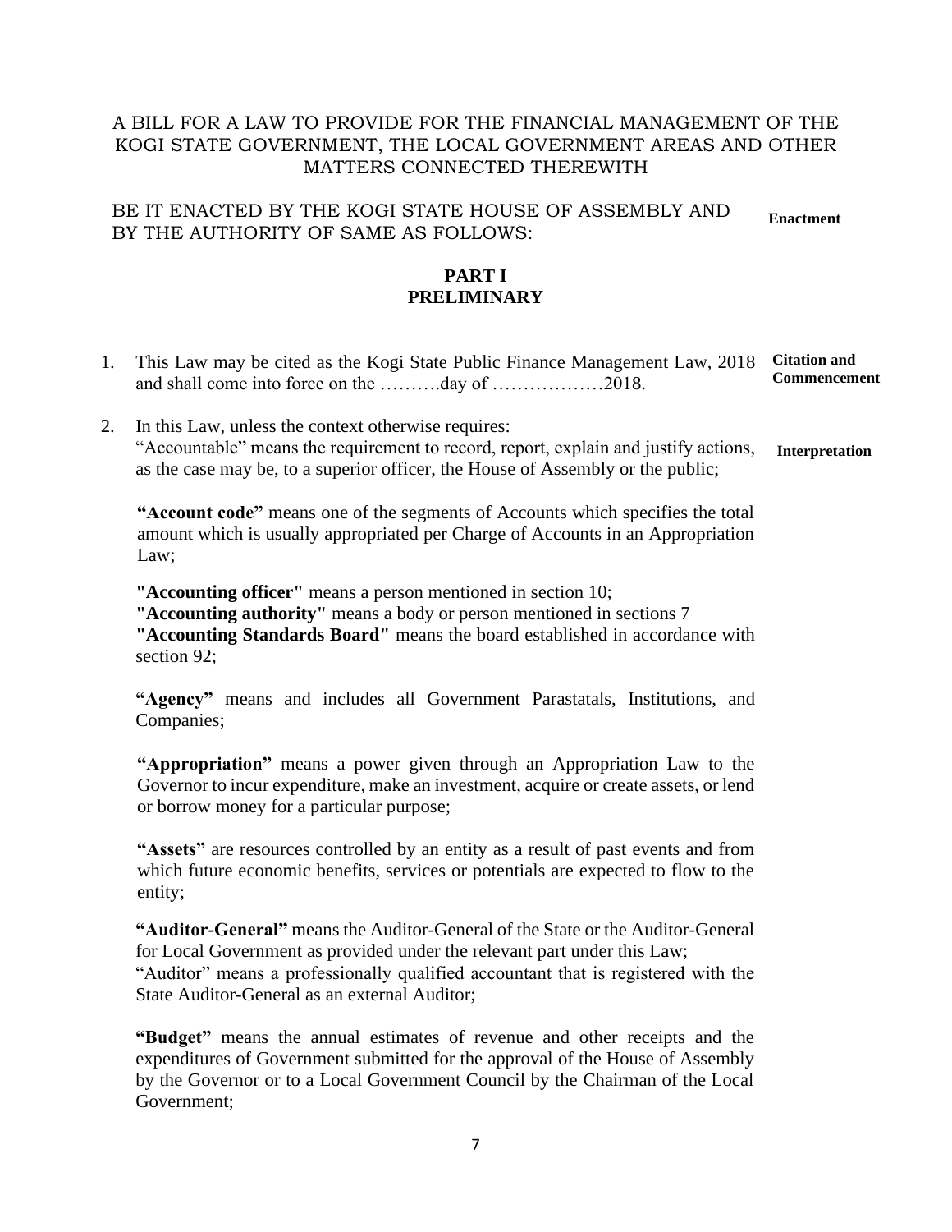A BILL FOR A LAW TO PROVIDE FOR THE FINANCIAL MANAGEMENT OF THE KOGI STATE GOVERNMENT, THE LOCAL GOVERNMENT AREAS AND OTHER MATTERS CONNECTED THEREWITH

BE IT ENACTED BY THE KOGI STATE HOUSE OF ASSEMBLY AND BY THE AUTHORITY OF SAME AS FOLLOWS: **Enactment**

## PART I
## PRELIMINARY

1. This Law may be cited as the Kogi State Public Finance Management Law, 2018 and shall come into force on the ……….day of ………………2018. **Citation and Commencement**

2. In this Law, unless the context otherwise requires: **Interpretation**

   "Accountable" means the requirement to record, report, explain and justify actions, as the case may be, to a superior officer, the House of Assembly or the public;

   **"Account code"** means one of the segments of Accounts which specifies the total amount which is usually appropriated per Charge of Accounts in an Appropriation Law;

   **"Accounting officer"** means a person mentioned in section 10;
   **"Accounting authority"** means a body or person mentioned in sections 7
   **"Accounting Standards Board"** means the board established in accordance with section 92;

   **"Agency"** means and includes all Government Parastatals, Institutions, and Companies;

   **"Appropriation"** means a power given through an Appropriation Law to the Governor to incur expenditure, make an investment, acquire or create assets, or lend or borrow money for a particular purpose;

   **"Assets"** are resources controlled by an entity as a result of past events and from which future economic benefits, services or potentials are expected to flow to the entity;

   **"Auditor-General"** means the Auditor-General of the State or the Auditor-General for Local Government as provided under the relevant part under this Law;
   "Auditor" means a professionally qualified accountant that is registered with the State Auditor-General as an external Auditor;

   **"Budget"** means the annual estimates of revenue and other receipts and the expenditures of Government submitted for the approval of the House of Assembly by the Governor or to a Local Government Council by the Chairman of the Local Government;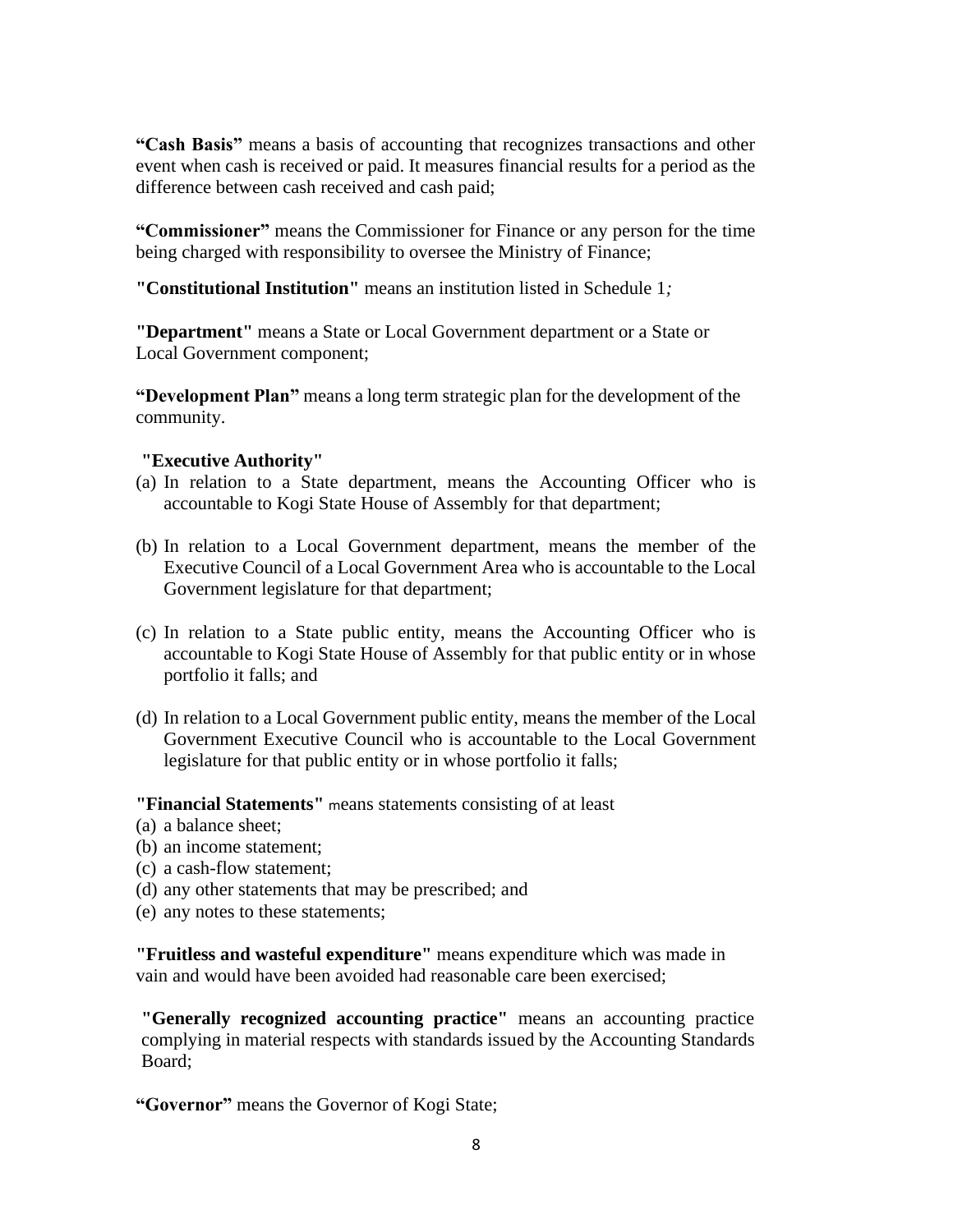**“Cash Basis”** means a basis of accounting that recognizes transactions and other event when cash is received or paid. It measures financial results for a period as the difference between cash received and cash paid;

**“Commissioner”** means the Commissioner for Finance or any person for the time being charged with responsibility to oversee the Ministry of Finance;

**"Constitutional Institution"** means an institution listed in Schedule 1*;*

**"Department"** means a State or Local Government department or a State or Local Government component;

**“Development Plan”** means a long term strategic plan for the development of the community.

**"Executive Authority"**

(a) In relation to a State department, means the Accounting Officer who is accountable to Kogi State House of Assembly for that department;

(b) In relation to a Local Government department, means the member of the Executive Council of a Local Government Area who is accountable to the Local Government legislature for that department;

(c) In relation to a State public entity, means the Accounting Officer who is accountable to Kogi State House of Assembly for that public entity or in whose portfolio it falls; and

(d) In relation to a Local Government public entity, means the member of the Local Government Executive Council who is accountable to the Local Government legislature for that public entity or in whose portfolio it falls;

**"Financial Statements"** means statements consisting of at least

(a) a balance sheet;
(b) an income statement;
(c) a cash-flow statement;
(d) any other statements that may be prescribed; and
(e) any notes to these statements;

**"Fruitless and wasteful expenditure"** means expenditure which was made in vain and would have been avoided had reasonable care been exercised;

**"Generally recognized accounting practice"** means an accounting practice complying in material respects with standards issued by the Accounting Standards Board;

**“Governor”** means the Governor of Kogi State;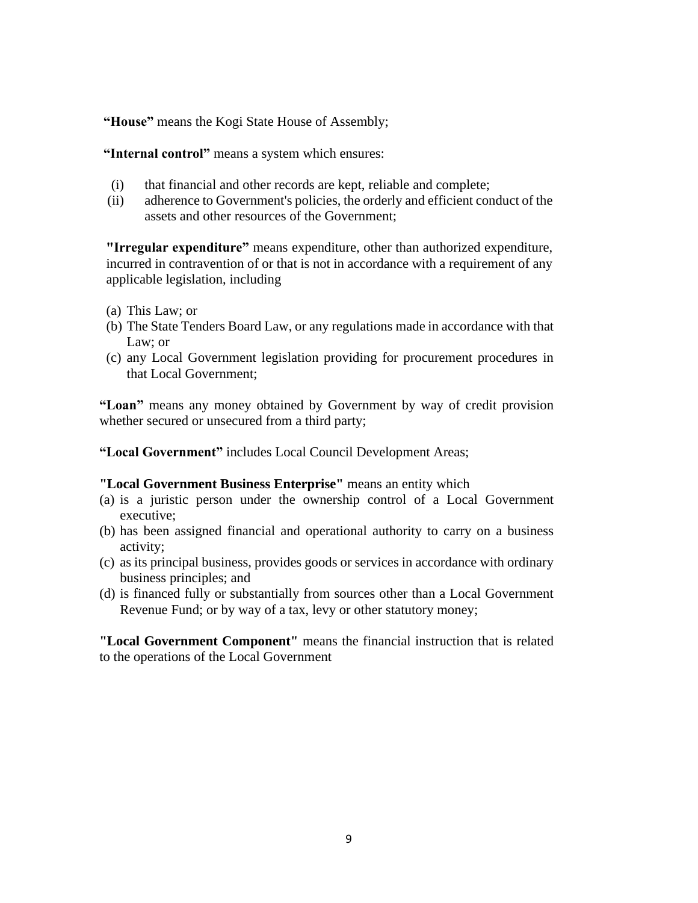**"House"** means the Kogi State House of Assembly;

**"Internal control"** means a system which ensures:

(i) that financial and other records are kept, reliable and complete;
(ii) adherence to Government's policies, the orderly and efficient conduct of the assets and other resources of the Government;

**"Irregular expenditure"** means expenditure, other than authorized expenditure, incurred in contravention of or that is not in accordance with a requirement of any applicable legislation, including

(a) This Law; or
(b) The State Tenders Board Law, or any regulations made in accordance with that Law; or
(c) any Local Government legislation providing for procurement procedures in that Local Government;

**"Loan"** means any money obtained by Government by way of credit provision whether secured or unsecured from a third party;

**"Local Government"** includes Local Council Development Areas;

**"Local Government Business Enterprise"** means an entity which

(a) is a juristic person under the ownership control of a Local Government executive;
(b) has been assigned financial and operational authority to carry on a business activity;
(c) as its principal business, provides goods or services in accordance with ordinary business principles; and
(d) is financed fully or substantially from sources other than a Local Government Revenue Fund; or by way of a tax, levy or other statutory money;

**"Local Government Component"** means the financial instruction that is related to the operations of the Local Government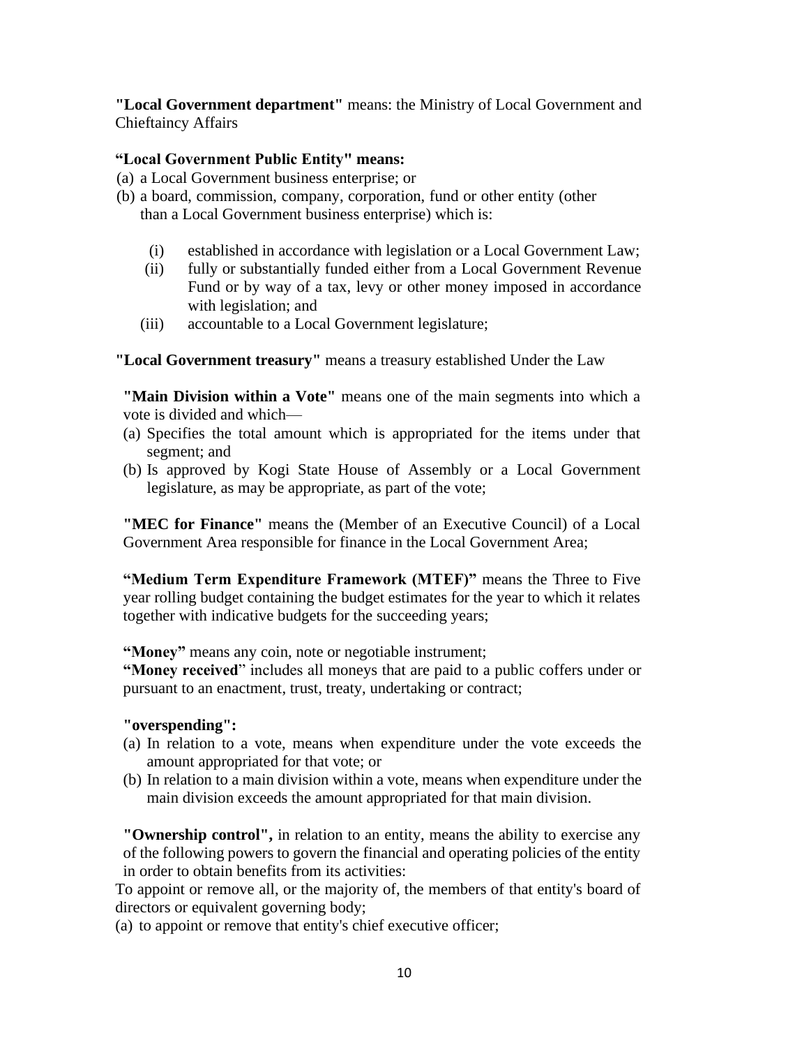**"Local Government department"** means: the Ministry of Local Government and Chieftaincy Affairs

**"Local Government Public Entity" means:**

(a) a Local Government business enterprise; or
(b) a board, commission, company, corporation, fund or other entity (other than a Local Government business enterprise) which is:
   (i) established in accordance with legislation or a Local Government Law;
   (ii) fully or substantially funded either from a Local Government Revenue Fund or by way of a tax, levy or other money imposed in accordance with legislation; and
   (iii) accountable to a Local Government legislature;

**"Local Government treasury"** means a treasury established Under the Law

**"Main Division within a Vote"** means one of the main segments into which a vote is divided and which—

(a) Specifies the total amount which is appropriated for the items under that segment; and
(b) Is approved by Kogi State House of Assembly or a Local Government legislature, as may be appropriate, as part of the vote;

**"MEC for Finance"** means the (Member of an Executive Council) of a Local Government Area responsible for finance in the Local Government Area;

**"Medium Term Expenditure Framework (MTEF)"** means the Three to Five year rolling budget containing the budget estimates for the year to which it relates together with indicative budgets for the succeeding years;

**"Money"** means any coin, note or negotiable instrument;
**"Money received"** includes all moneys that are paid to a public coffers under or pursuant to an enactment, trust, treaty, undertaking or contract;

**"overspending":**

(a) In relation to a vote, means when expenditure under the vote exceeds the amount appropriated for that vote; or
(b) In relation to a main division within a vote, means when expenditure under the main division exceeds the amount appropriated for that main division.

**"Ownership control",** in relation to an entity, means the ability to exercise any of the following powers to govern the financial and operating policies of the entity in order to obtain benefits from its activities:

To appoint or remove all, or the majority of, the members of that entity's board of directors or equivalent governing body;

(a) to appoint or remove that entity's chief executive officer;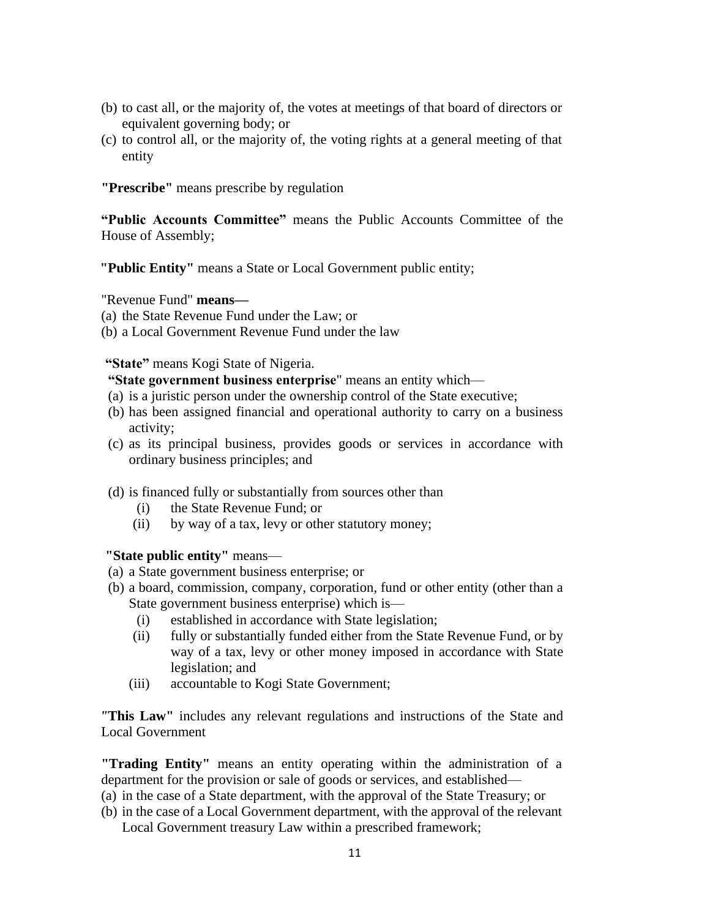(b) to cast all, or the majority of, the votes at meetings of that board of directors or equivalent governing body; or
(c) to control all, or the majority of, the voting rights at a general meeting of that entity

**"Prescribe"** means prescribe by regulation

**"Public Accounts Committee"** means the Public Accounts Committee of the House of Assembly;

**"Public Entity"** means a State or Local Government public entity;

"Revenue Fund" **means—**
(a) the State Revenue Fund under the Law; or
(b) a Local Government Revenue Fund under the law

**"State"** means Kogi State of Nigeria.

**"State government business enterprise**" means an entity which—
(a) is a juristic person under the ownership control of the State executive;
(b) has been assigned financial and operational authority to carry on a business activity;
(c) as its principal business, provides goods or services in accordance with ordinary business principles; and
(d) is financed fully or substantially from sources other than
  (i) the State Revenue Fund; or
  (ii) by way of a tax, levy or other statutory money;

**"State public entity"** means—
(a) a State government business enterprise; or
(b) a board, commission, company, corporation, fund or other entity (other than a State government business enterprise) which is—
  (i) established in accordance with State legislation;
  (ii) fully or substantially funded either from the State Revenue Fund, or by way of a tax, levy or other money imposed in accordance with State legislation; and
  (iii) accountable to Kogi State Government;

**"This Law"** includes any relevant regulations and instructions of the State and Local Government

**"Trading Entity"** means an entity operating within the administration of a department for the provision or sale of goods or services, and established—
(a) in the case of a State department, with the approval of the State Treasury; or
(b) in the case of a Local Government department, with the approval of the relevant Local Government treasury Law within a prescribed framework;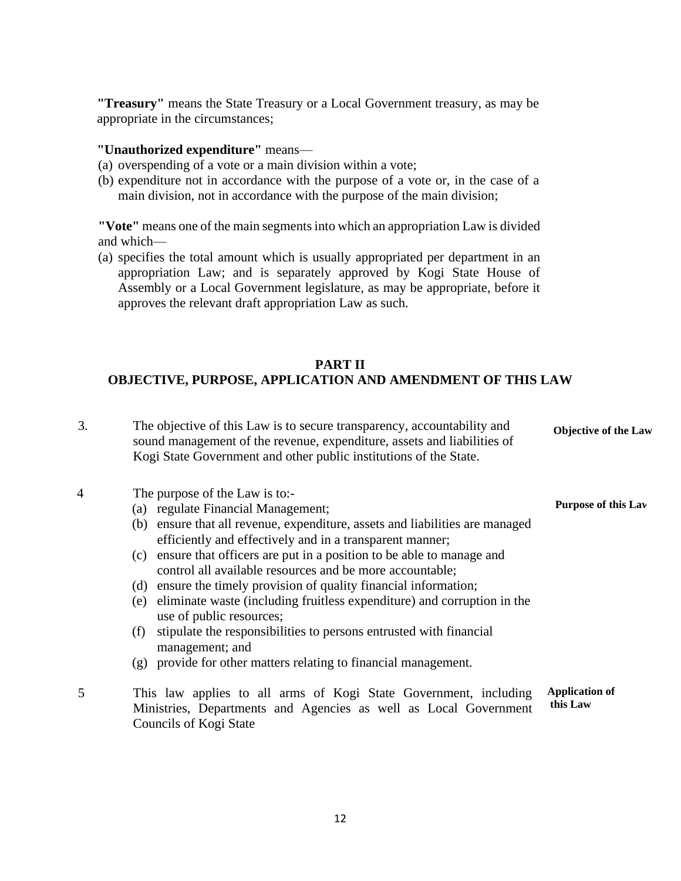**"Treasury"** means the State Treasury or a Local Government treasury, as may be appropriate in the circumstances;

**"Unauthorized expenditure"** means—

(a) overspending of a vote or a main division within a vote;

(b) expenditure not in accordance with the purpose of a vote or, in the case of a main division, not in accordance with the purpose of the main division;

**"Vote"** means one of the main segments into which an appropriation Law is divided and which—

(a) specifies the total amount which is usually appropriated per department in an appropriation Law; and is separately approved by Kogi State House of Assembly or a Local Government legislature, as may be appropriate, before it approves the relevant draft appropriation Law as such.

## PART II
## OBJECTIVE, PURPOSE, APPLICATION AND AMENDMENT OF THIS LAW

**Objective of the Law**

3. The objective of this Law is to secure transparency, accountability and sound management of the revenue, expenditure, assets and liabilities of Kogi State Government and other public institutions of the State.

**Purpose of this Law**

4 The purpose of the Law is to:-

(a) regulate Financial Management;

(b) ensure that all revenue, expenditure, assets and liabilities are managed efficiently and effectively and in a transparent manner;

(c) ensure that officers are put in a position to be able to manage and control all available resources and be more accountable;

(d) ensure the timely provision of quality financial information;

(e) eliminate waste (including fruitless expenditure) and corruption in the use of public resources;

(f) stipulate the responsibilities to persons entrusted with financial management; and

(g) provide for other matters relating to financial management.

**Application of this Law**

5 This law applies to all arms of Kogi State Government, including Ministries, Departments and Agencies as well as Local Government Councils of Kogi State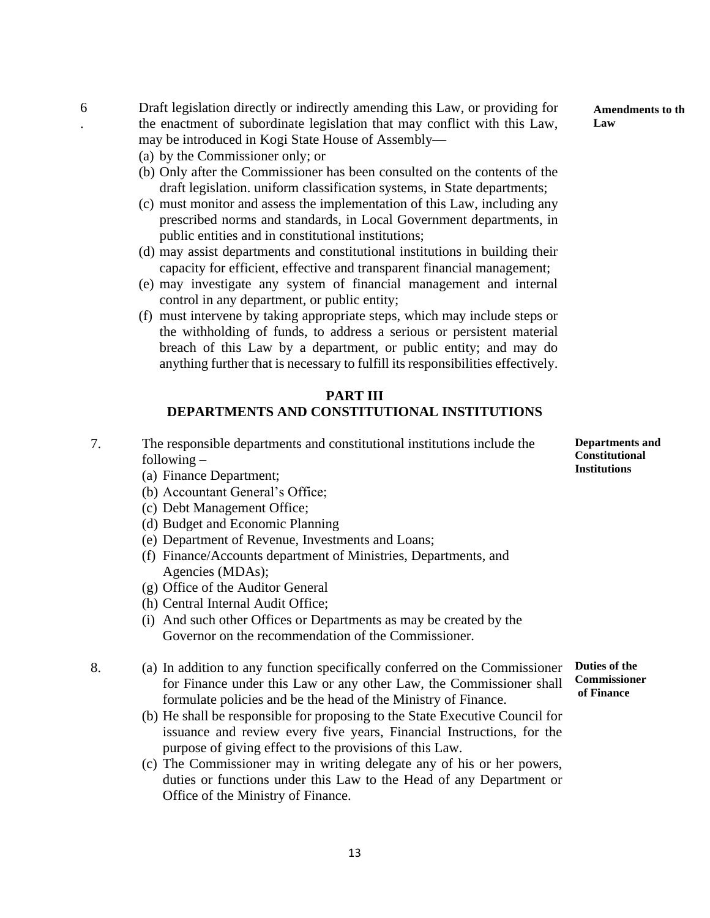6. Draft legislation directly or indirectly amending this Law, or providing for the enactment of subordinate legislation that may conflict with this Law, may be introduced in Kogi State House of Assembly—

**Amendments to th Law**

(a) by the Commissioner only; or

(b) Only after the Commissioner has been consulted on the contents of the draft legislation. uniform classification systems, in State departments;

(c) must monitor and assess the implementation of this Law, including any prescribed norms and standards, in Local Government departments, in public entities and in constitutional institutions;

(d) may assist departments and constitutional institutions in building their capacity for efficient, effective and transparent financial management;

(e) may investigate any system of financial management and internal control in any department, or public entity;

(f) must intervene by taking appropriate steps, which may include steps or the withholding of funds, to address a serious or persistent material breach of this Law by a department, or public entity; and may do anything further that is necessary to fulfill its responsibilities effectively.

## PART III
## DEPARTMENTS AND CONSTITUTIONAL INSTITUTIONS

7. The responsible departments and constitutional institutions include the following –

**Departments and Constitutional Institutions**

(a) Finance Department;

(b) Accountant General's Office;

(c) Debt Management Office;

(d) Budget and Economic Planning

(e) Department of Revenue, Investments and Loans;

(f) Finance/Accounts department of Ministries, Departments, and Agencies (MDAs);

(g) Office of the Auditor General

(h) Central Internal Audit Office;

(i) And such other Offices or Departments as may be created by the Governor on the recommendation of the Commissioner.

8. (a) In addition to any function specifically conferred on the Commissioner for Finance under this Law or any other Law, the Commissioner shall formulate policies and be the head of the Ministry of Finance.

**Duties of the Commissioner of Finance**

(b) He shall be responsible for proposing to the State Executive Council for issuance and review every five years, Financial Instructions, for the purpose of giving effect to the provisions of this Law.

(c) The Commissioner may in writing delegate any of his or her powers, duties or functions under this Law to the Head of any Department or Office of the Ministry of Finance.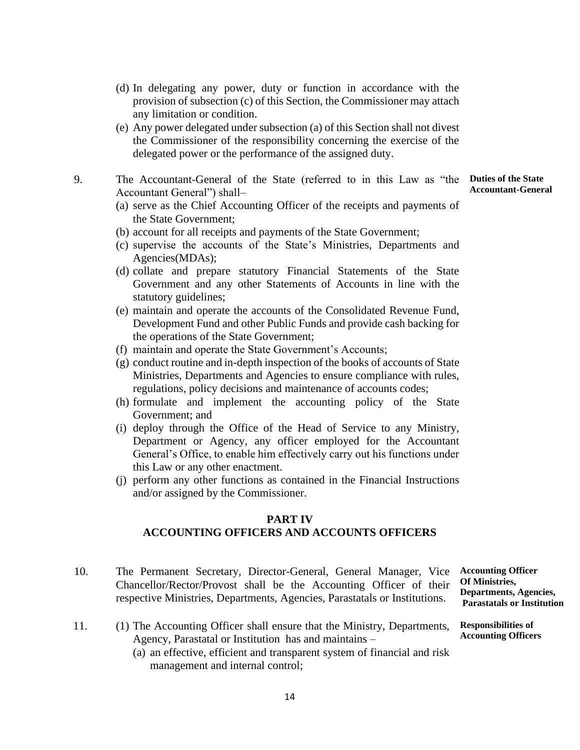(d) In delegating any power, duty or function in accordance with the provision of subsection (c) of this Section, the Commissioner may attach any limitation or condition.

(e) Any power delegated under subsection (a) of this Section shall not divest the Commissioner of the responsibility concerning the exercise of the delegated power or the performance of the assigned duty.

**Duties of the State Accountant-General**

9. The Accountant-General of the State (referred to in this Law as "the Accountant General") shall–

(a) serve as the Chief Accounting Officer of the receipts and payments of the State Government;

(b) account for all receipts and payments of the State Government;

(c) supervise the accounts of the State's Ministries, Departments and Agencies(MDAs);

(d) collate and prepare statutory Financial Statements of the State Government and any other Statements of Accounts in line with the statutory guidelines;

(e) maintain and operate the accounts of the Consolidated Revenue Fund, Development Fund and other Public Funds and provide cash backing for the operations of the State Government;

(f) maintain and operate the State Government's Accounts;

(g) conduct routine and in-depth inspection of the books of accounts of State Ministries, Departments and Agencies to ensure compliance with rules, regulations, policy decisions and maintenance of accounts codes;

(h) formulate and implement the accounting policy of the State Government; and

(i) deploy through the Office of the Head of Service to any Ministry, Department or Agency, any officer employed for the Accountant General's Office, to enable him effectively carry out his functions under this Law or any other enactment.

(j) perform any other functions as contained in the Financial Instructions and/or assigned by the Commissioner.

## PART IV
## ACCOUNTING OFFICERS AND ACCOUNTS OFFICERS

**Accounting Officer Of Ministries, Departments, Agencies, Parastatals or Institution**

10. The Permanent Secretary, Director-General, General Manager, Vice Chancellor/Rector/Provost shall be the Accounting Officer of their respective Ministries, Departments, Agencies, Parastatals or Institutions.

**Responsibilities of Accounting Officers**

11. (1) The Accounting Officer shall ensure that the Ministry, Departments, Agency, Parastatal or Institution has and maintains –

(a) an effective, efficient and transparent system of financial and risk management and internal control;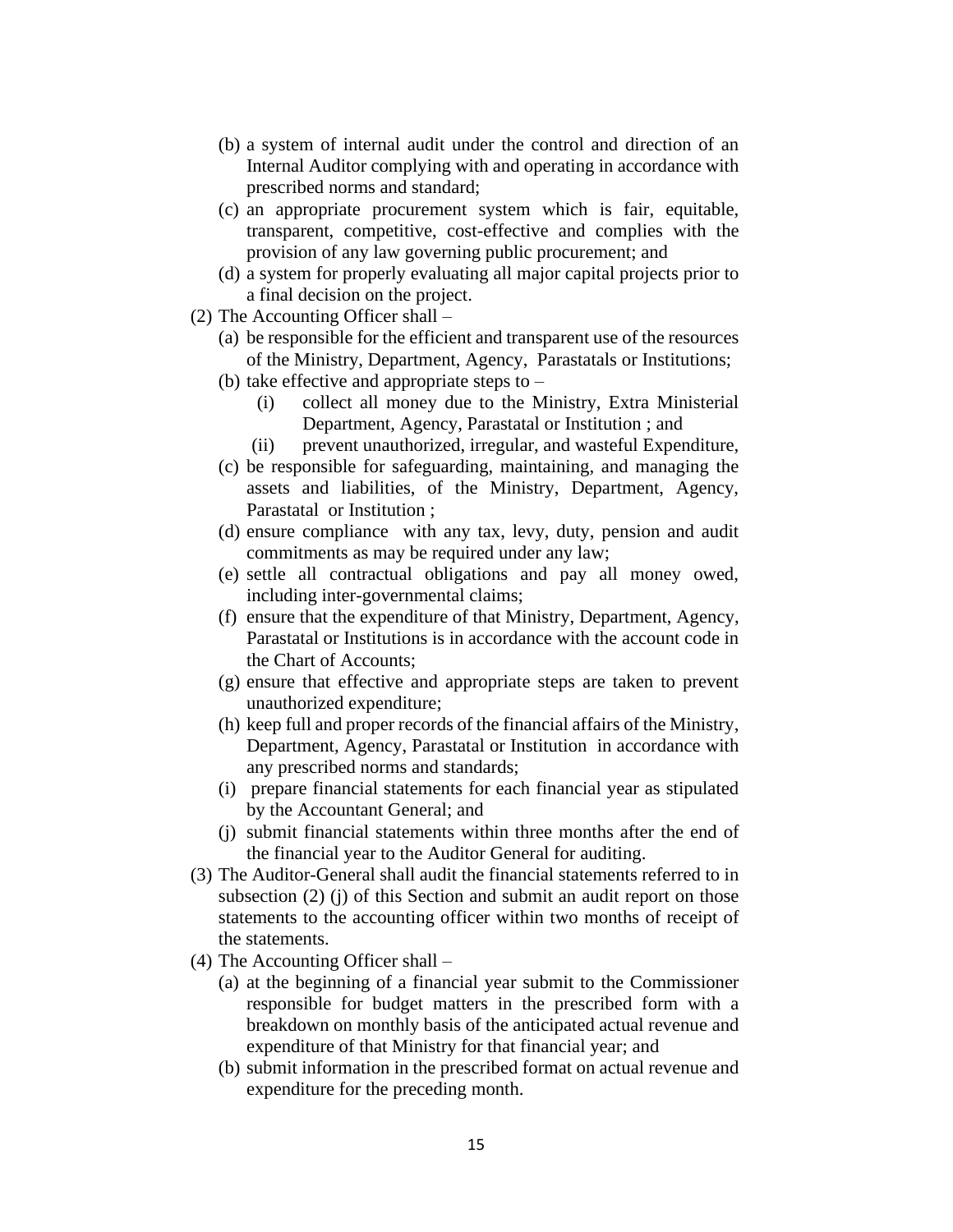(b) a system of internal audit under the control and direction of an Internal Auditor complying with and operating in accordance with prescribed norms and standard;

(c) an appropriate procurement system which is fair, equitable, transparent, competitive, cost-effective and complies with the provision of any law governing public procurement; and

(d) a system for properly evaluating all major capital projects prior to a final decision on the project.

(2) The Accounting Officer shall –

(a) be responsible for the efficient and transparent use of the resources of the Ministry, Department, Agency, Parastatals or Institutions;

(b) take effective and appropriate steps to –

(i) collect all money due to the Ministry, Extra Ministerial Department, Agency, Parastatal or Institution ; and

(ii) prevent unauthorized, irregular, and wasteful Expenditure,

(c) be responsible for safeguarding, maintaining, and managing the assets and liabilities, of the Ministry, Department, Agency, Parastatal or Institution ;

(d) ensure compliance with any tax, levy, duty, pension and audit commitments as may be required under any law;

(e) settle all contractual obligations and pay all money owed, including inter-governmental claims;

(f) ensure that the expenditure of that Ministry, Department, Agency, Parastatal or Institutions is in accordance with the account code in the Chart of Accounts;

(g) ensure that effective and appropriate steps are taken to prevent unauthorized expenditure;

(h) keep full and proper records of the financial affairs of the Ministry, Department, Agency, Parastatal or Institution in accordance with any prescribed norms and standards;

(i) prepare financial statements for each financial year as stipulated by the Accountant General; and

(j) submit financial statements within three months after the end of the financial year to the Auditor General for auditing.

(3) The Auditor-General shall audit the financial statements referred to in subsection (2) (j) of this Section and submit an audit report on those statements to the accounting officer within two months of receipt of the statements.

(4) The Accounting Officer shall –

(a) at the beginning of a financial year submit to the Commissioner responsible for budget matters in the prescribed form with a breakdown on monthly basis of the anticipated actual revenue and expenditure of that Ministry for that financial year; and

(b) submit information in the prescribed format on actual revenue and expenditure for the preceding month.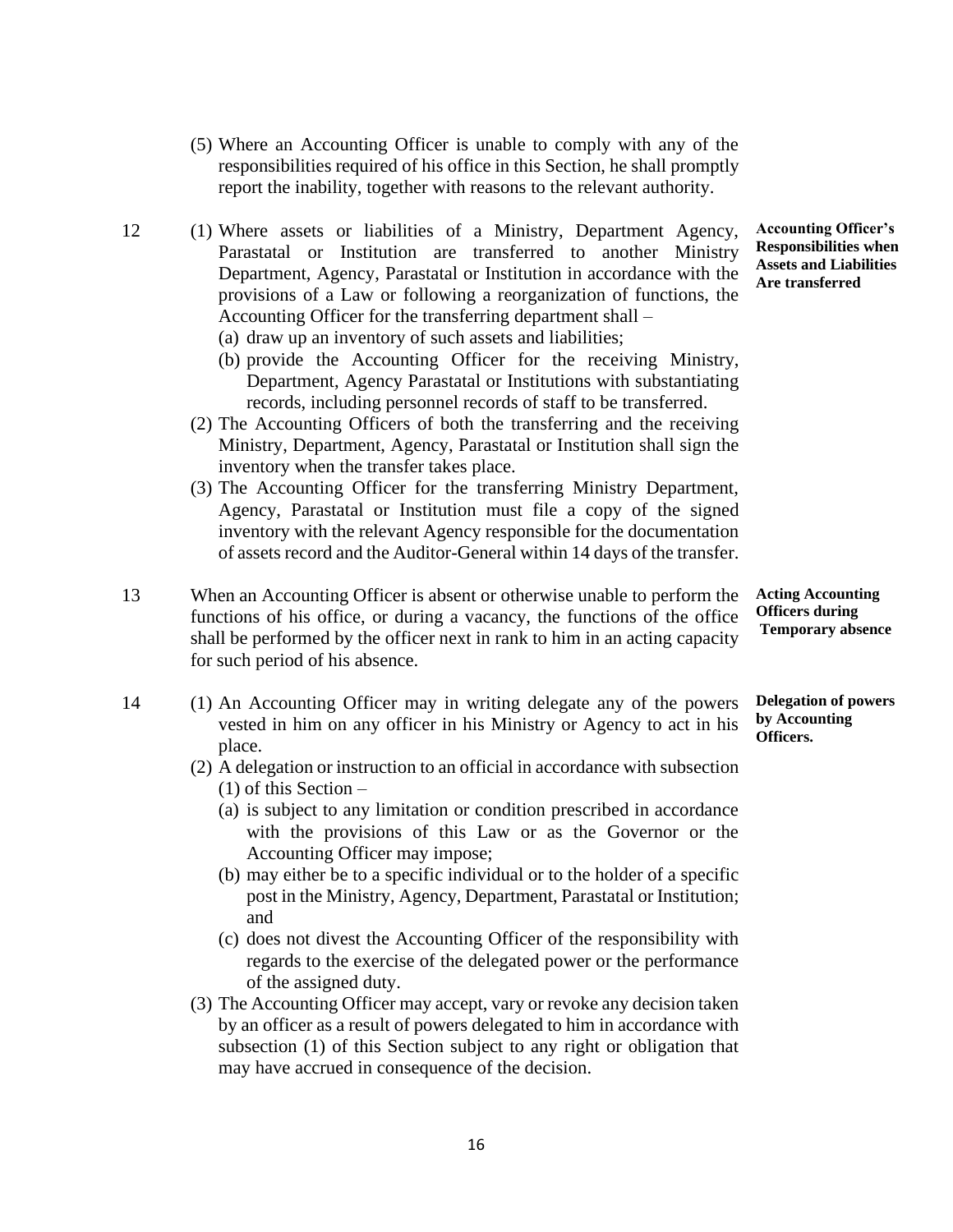(5) Where an Accounting Officer is unable to comply with any of the responsibilities required of his office in this Section, he shall promptly report the inability, together with reasons to the relevant authority.

**Accounting Officer's Responsibilities when Assets and Liabilities Are transferred**

12 (1) Where assets or liabilities of a Ministry, Department Agency, Parastatal or Institution are transferred to another Ministry Department, Agency, Parastatal or Institution in accordance with the provisions of a Law or following a reorganization of functions, the Accounting Officer for the transferring department shall –

(a) draw up an inventory of such assets and liabilities;

(b) provide the Accounting Officer for the receiving Ministry, Department, Agency Parastatal or Institutions with substantiating records, including personnel records of staff to be transferred.

(2) The Accounting Officers of both the transferring and the receiving Ministry, Department, Agency, Parastatal or Institution shall sign the inventory when the transfer takes place.

(3) The Accounting Officer for the transferring Ministry Department, Agency, Parastatal or Institution must file a copy of the signed inventory with the relevant Agency responsible for the documentation of assets record and the Auditor-General within 14 days of the transfer.

**Acting Accounting Officers during Temporary absence**

13 When an Accounting Officer is absent or otherwise unable to perform the functions of his office, or during a vacancy, the functions of the office shall be performed by the officer next in rank to him in an acting capacity for such period of his absence.

**Delegation of powers by Accounting Officers.**

14 (1) An Accounting Officer may in writing delegate any of the powers vested in him on any officer in his Ministry or Agency to act in his place.

(2) A delegation or instruction to an official in accordance with subsection (1) of this Section –

(a) is subject to any limitation or condition prescribed in accordance with the provisions of this Law or as the Governor or the Accounting Officer may impose;

(b) may either be to a specific individual or to the holder of a specific post in the Ministry, Agency, Department, Parastatal or Institution; and

(c) does not divest the Accounting Officer of the responsibility with regards to the exercise of the delegated power or the performance of the assigned duty.

(3) The Accounting Officer may accept, vary or revoke any decision taken by an officer as a result of powers delegated to him in accordance with subsection (1) of this Section subject to any right or obligation that may have accrued in consequence of the decision.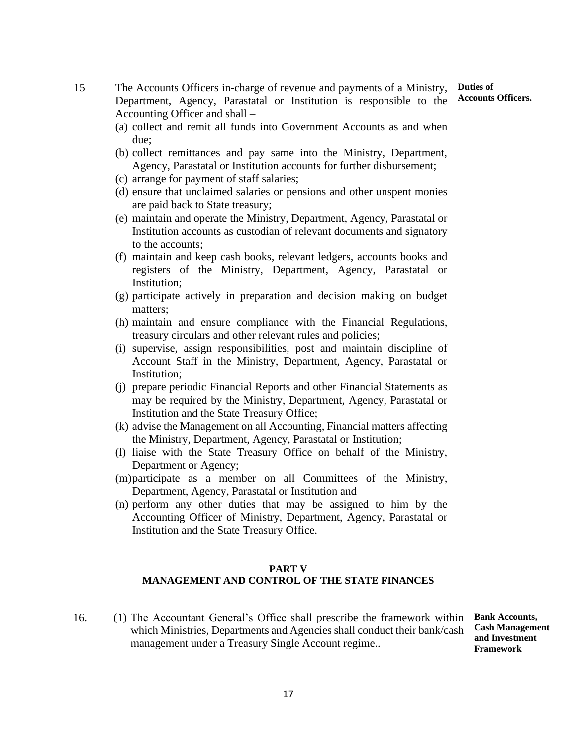15 The Accounts Officers in-charge of revenue and payments of a Ministry, Department, Agency, Parastatal or Institution is responsible to the Accounting Officer and shall –

**Duties of Accounts Officers.**

(a) collect and remit all funds into Government Accounts as and when due;
(b) collect remittances and pay same into the Ministry, Department, Agency, Parastatal or Institution accounts for further disbursement;
(c) arrange for payment of staff salaries;
(d) ensure that unclaimed salaries or pensions and other unspent monies are paid back to State treasury;
(e) maintain and operate the Ministry, Department, Agency, Parastatal or Institution accounts as custodian of relevant documents and signatory to the accounts;
(f) maintain and keep cash books, relevant ledgers, accounts books and registers of the Ministry, Department, Agency, Parastatal or Institution;
(g) participate actively in preparation and decision making on budget matters;
(h) maintain and ensure compliance with the Financial Regulations, treasury circulars and other relevant rules and policies;
(i) supervise, assign responsibilities, post and maintain discipline of Account Staff in the Ministry, Department, Agency, Parastatal or Institution;
(j) prepare periodic Financial Reports and other Financial Statements as may be required by the Ministry, Department, Agency, Parastatal or Institution and the State Treasury Office;
(k) advise the Management on all Accounting, Financial matters affecting the Ministry, Department, Agency, Parastatal or Institution;
(l) liaise with the State Treasury Office on behalf of the Ministry, Department or Agency;
(m) participate as a member on all Committees of the Ministry, Department, Agency, Parastatal or Institution and
(n) perform any other duties that may be assigned to him by the Accounting Officer of Ministry, Department, Agency, Parastatal or Institution and the State Treasury Office.

## PART V
## MANAGEMENT AND CONTROL OF THE STATE FINANCES

16. (1) The Accountant General's Office shall prescribe the framework within which Ministries, Departments and Agencies shall conduct their bank/cash management under a Treasury Single Account regime..

**Bank Accounts, Cash Management and Investment Framework**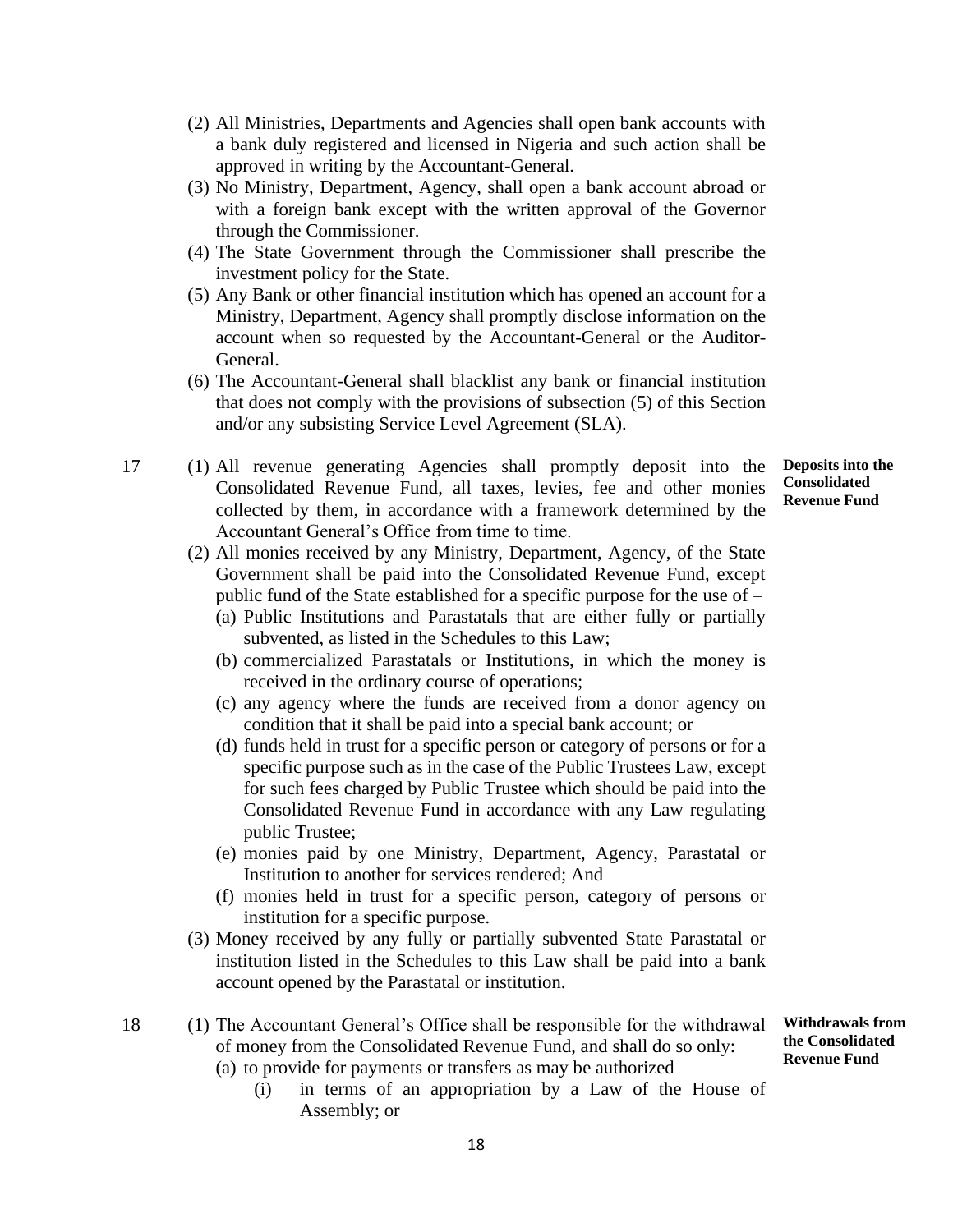(2) All Ministries, Departments and Agencies shall open bank accounts with a bank duly registered and licensed in Nigeria and such action shall be approved in writing by the Accountant-General.

(3) No Ministry, Department, Agency, shall open a bank account abroad or with a foreign bank except with the written approval of the Governor through the Commissioner.

(4) The State Government through the Commissioner shall prescribe the investment policy for the State.

(5) Any Bank or other financial institution which has opened an account for a Ministry, Department, Agency shall promptly disclose information on the account when so requested by the Accountant-General or the Auditor-General.

(6) The Accountant-General shall blacklist any bank or financial institution that does not comply with the provisions of subsection (5) of this Section and/or any subsisting Service Level Agreement (SLA).

**17 — Deposits into the Consolidated Revenue Fund**

(1) All revenue generating Agencies shall promptly deposit into the Consolidated Revenue Fund, all taxes, levies, fee and other monies collected by them, in accordance with a framework determined by the Accountant General's Office from time to time.

(2) All monies received by any Ministry, Department, Agency, of the State Government shall be paid into the Consolidated Revenue Fund, except public fund of the State established for a specific purpose for the use of –

(a) Public Institutions and Parastatals that are either fully or partially subvented, as listed in the Schedules to this Law;

(b) commercialized Parastatals or Institutions, in which the money is received in the ordinary course of operations;

(c) any agency where the funds are received from a donor agency on condition that it shall be paid into a special bank account; or

(d) funds held in trust for a specific person or category of persons or for a specific purpose such as in the case of the Public Trustees Law, except for such fees charged by Public Trustee which should be paid into the Consolidated Revenue Fund in accordance with any Law regulating public Trustee;

(e) monies paid by one Ministry, Department, Agency, Parastatal or Institution to another for services rendered; And

(f) monies held in trust for a specific person, category of persons or institution for a specific purpose.

(3) Money received by any fully or partially subvented State Parastatal or institution listed in the Schedules to this Law shall be paid into a bank account opened by the Parastatal or institution.

**18 — Withdrawals from the Consolidated Revenue Fund**

(1) The Accountant General's Office shall be responsible for the withdrawal of money from the Consolidated Revenue Fund, and shall do so only:

(a) to provide for payments or transfers as may be authorized –

(i) in terms of an appropriation by a Law of the House of Assembly; or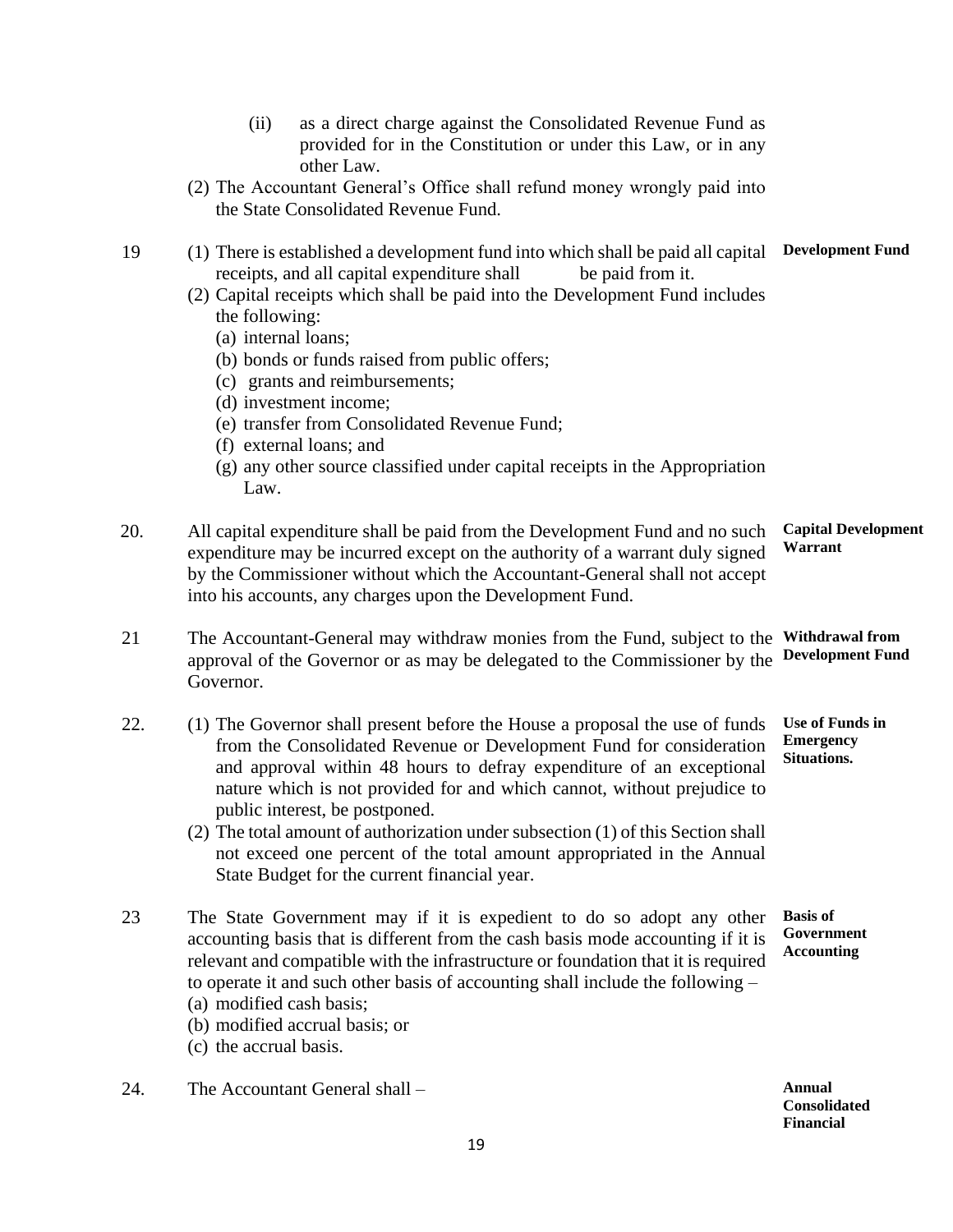(ii) as a direct charge against the Consolidated Revenue Fund as provided for in the Constitution or under this Law, or in any other Law.

(2) The Accountant General's Office shall refund money wrongly paid into the State Consolidated Revenue Fund.

**Development Fund**

19 (1) There is established a development fund into which shall be paid all capital receipts, and all capital expenditure shall be paid from it.

(2) Capital receipts which shall be paid into the Development Fund includes the following:

(a) internal loans;
(b) bonds or funds raised from public offers;
(c) grants and reimbursements;
(d) investment income;
(e) transfer from Consolidated Revenue Fund;
(f) external loans; and
(g) any other source classified under capital receipts in the Appropriation Law.

**Capital Development Warrant**

20. All capital expenditure shall be paid from the Development Fund and no such expenditure may be incurred except on the authority of a warrant duly signed by the Commissioner without which the Accountant-General shall not accept into his accounts, any charges upon the Development Fund.

**Withdrawal from Development Fund**

21 The Accountant-General may withdraw monies from the Fund, subject to the approval of the Governor or as may be delegated to the Commissioner by the Governor.

**Use of Funds in Emergency Situations.**

22. (1) The Governor shall present before the House a proposal the use of funds from the Consolidated Revenue or Development Fund for consideration and approval within 48 hours to defray expenditure of an exceptional nature which is not provided for and which cannot, without prejudice to public interest, be postponed.

(2) The total amount of authorization under subsection (1) of this Section shall not exceed one percent of the total amount appropriated in the Annual State Budget for the current financial year.

**Basis of Government Accounting**

23 The State Government may if it is expedient to do so adopt any other accounting basis that is different from the cash basis mode accounting if it is relevant and compatible with the infrastructure or foundation that it is required to operate it and such other basis of accounting shall include the following –

(a) modified cash basis;
(b) modified accrual basis; or
(c) the accrual basis.

**Annual Consolidated Financial**

24. The Accountant General shall –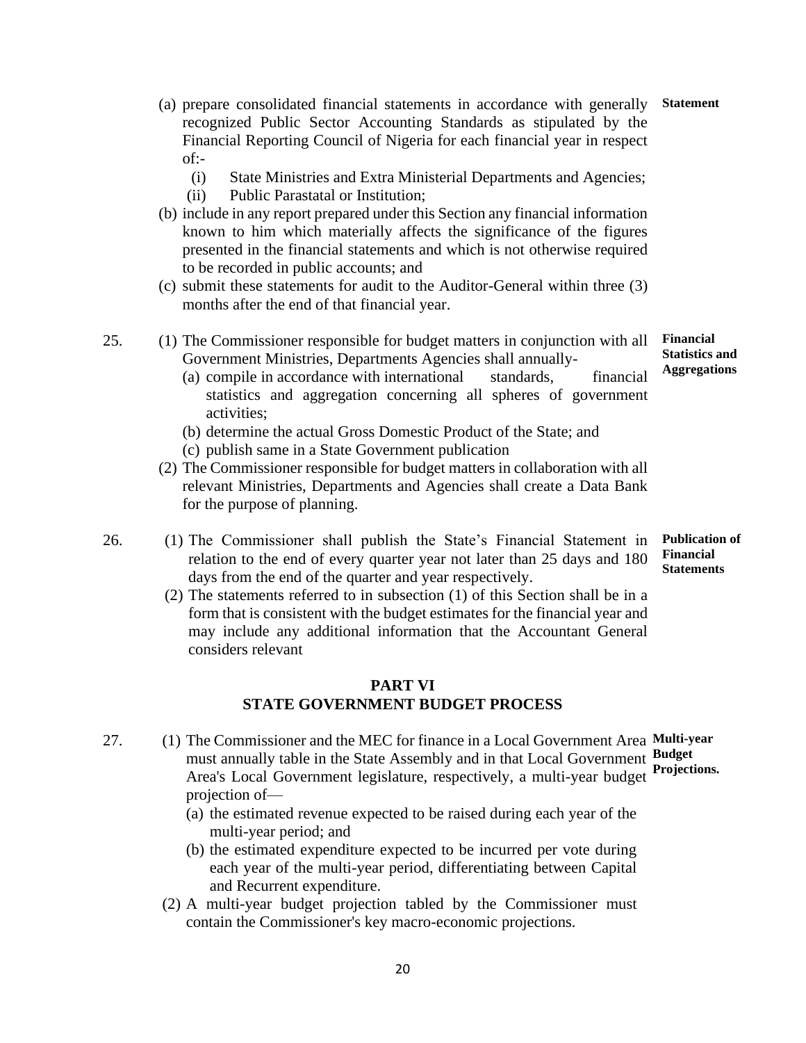(a) prepare consolidated financial statements in accordance with generally recognized Public Sector Accounting Standards as stipulated by the Financial Reporting Council of Nigeria for each financial year in respect of:-

  (i) State Ministries and Extra Ministerial Departments and Agencies;

  (ii) Public Parastatal or Institution;

(b) include in any report prepared under this Section any financial information known to him which materially affects the significance of the figures presented in the financial statements and which is not otherwise required to be recorded in public accounts; and

(c) submit these statements for audit to the Auditor-General within three (3) months after the end of that financial year.

**Statement**

25. (1) The Commissioner responsible for budget matters in conjunction with all Government Ministries, Departments Agencies shall annually-

  (a) compile in accordance with international standards, financial statistics and aggregation concerning all spheres of government activities;

  (b) determine the actual Gross Domestic Product of the State; and

  (c) publish same in a State Government publication

(2) The Commissioner responsible for budget matters in collaboration with all relevant Ministries, Departments and Agencies shall create a Data Bank for the purpose of planning.

**Financial Statistics and Aggregations**

26. (1) The Commissioner shall publish the State's Financial Statement in relation to the end of every quarter year not later than 25 days and 180 days from the end of the quarter and year respectively.

(2) The statements referred to in subsection (1) of this Section shall be in a form that is consistent with the budget estimates for the financial year and may include any additional information that the Accountant General considers relevant

**Publication of Financial Statements**

## PART VI
## STATE GOVERNMENT BUDGET PROCESS

27. (1) The Commissioner and the MEC for finance in a Local Government Area must annually table in the State Assembly and in that Local Government Area's Local Government legislature, respectively, a multi-year budget projection of—

  (a) the estimated revenue expected to be raised during each year of the multi-year period; and

  (b) the estimated expenditure expected to be incurred per vote during each year of the multi-year period, differentiating between Capital and Recurrent expenditure.

(2) A multi-year budget projection tabled by the Commissioner must contain the Commissioner's key macro-economic projections.

**Multi-year Budget Projections.**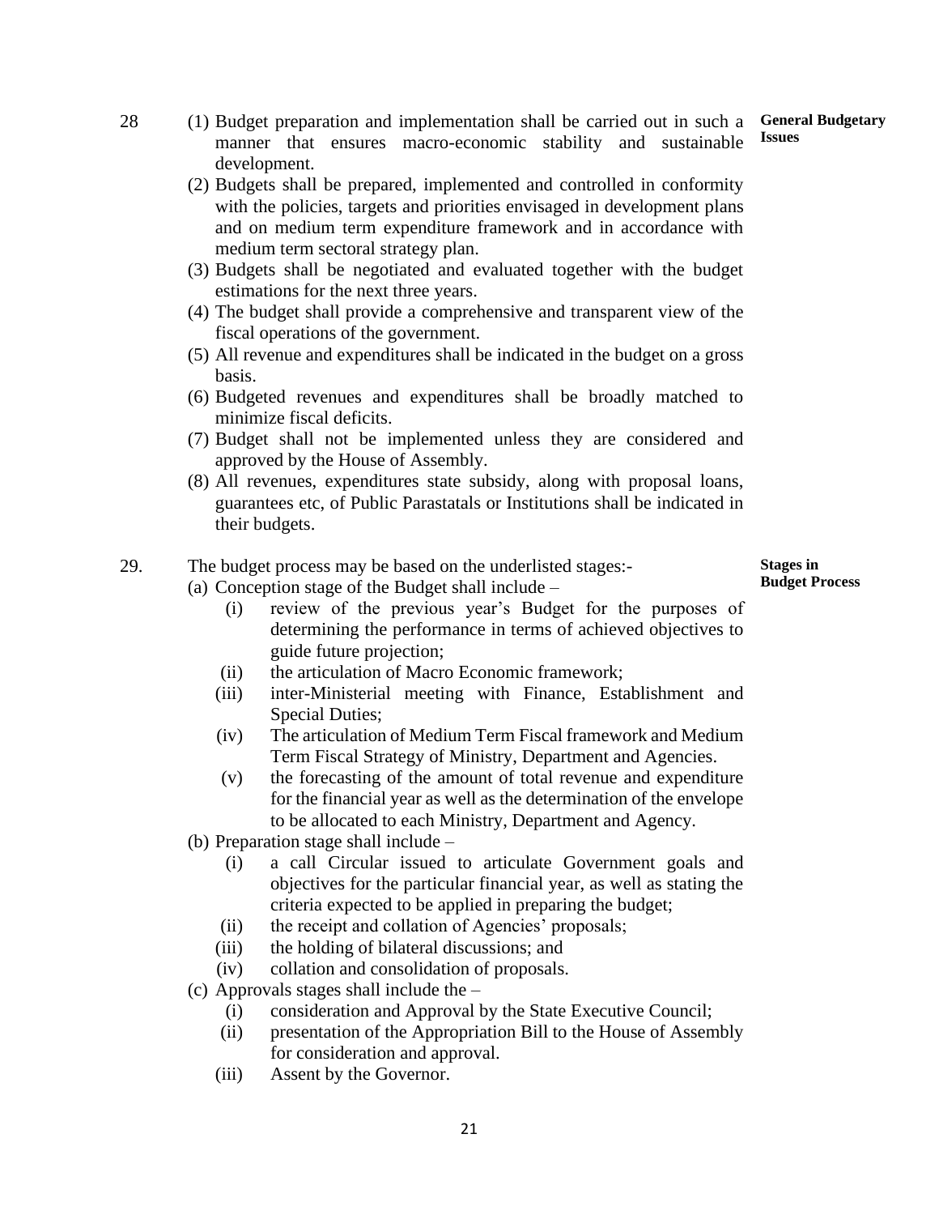**28** **General Budgetary Issues**

(1) Budget preparation and implementation shall be carried out in such a manner that ensures macro-economic stability and sustainable development.

(2) Budgets shall be prepared, implemented and controlled in conformity with the policies, targets and priorities envisaged in development plans and on medium term expenditure framework and in accordance with medium term sectoral strategy plan.

(3) Budgets shall be negotiated and evaluated together with the budget estimations for the next three years.

(4) The budget shall provide a comprehensive and transparent view of the fiscal operations of the government.

(5) All revenue and expenditures shall be indicated in the budget on a gross basis.

(6) Budgeted revenues and expenditures shall be broadly matched to minimize fiscal deficits.

(7) Budget shall not be implemented unless they are considered and approved by the House of Assembly.

(8) All revenues, expenditures state subsidy, along with proposal loans, guarantees etc, of Public Parastatals or Institutions shall be indicated in their budgets.

**29.** **Stages in Budget Process**

The budget process may be based on the underlisted stages:-

(a) Conception stage of the Budget shall include –

- (i) review of the previous year's Budget for the purposes of determining the performance in terms of achieved objectives to guide future projection;
- (ii) the articulation of Macro Economic framework;
- (iii) inter-Ministerial meeting with Finance, Establishment and Special Duties;
- (iv) The articulation of Medium Term Fiscal framework and Medium Term Fiscal Strategy of Ministry, Department and Agencies.
- (v) the forecasting of the amount of total revenue and expenditure for the financial year as well as the determination of the envelope to be allocated to each Ministry, Department and Agency.

(b) Preparation stage shall include –

- (i) a call Circular issued to articulate Government goals and objectives for the particular financial year, as well as stating the criteria expected to be applied in preparing the budget;
- (ii) the receipt and collation of Agencies' proposals;
- (iii) the holding of bilateral discussions; and
- (iv) collation and consolidation of proposals.

(c) Approvals stages shall include the –

- (i) consideration and Approval by the State Executive Council;
- (ii) presentation of the Appropriation Bill to the House of Assembly for consideration and approval.
- (iii) Assent by the Governor.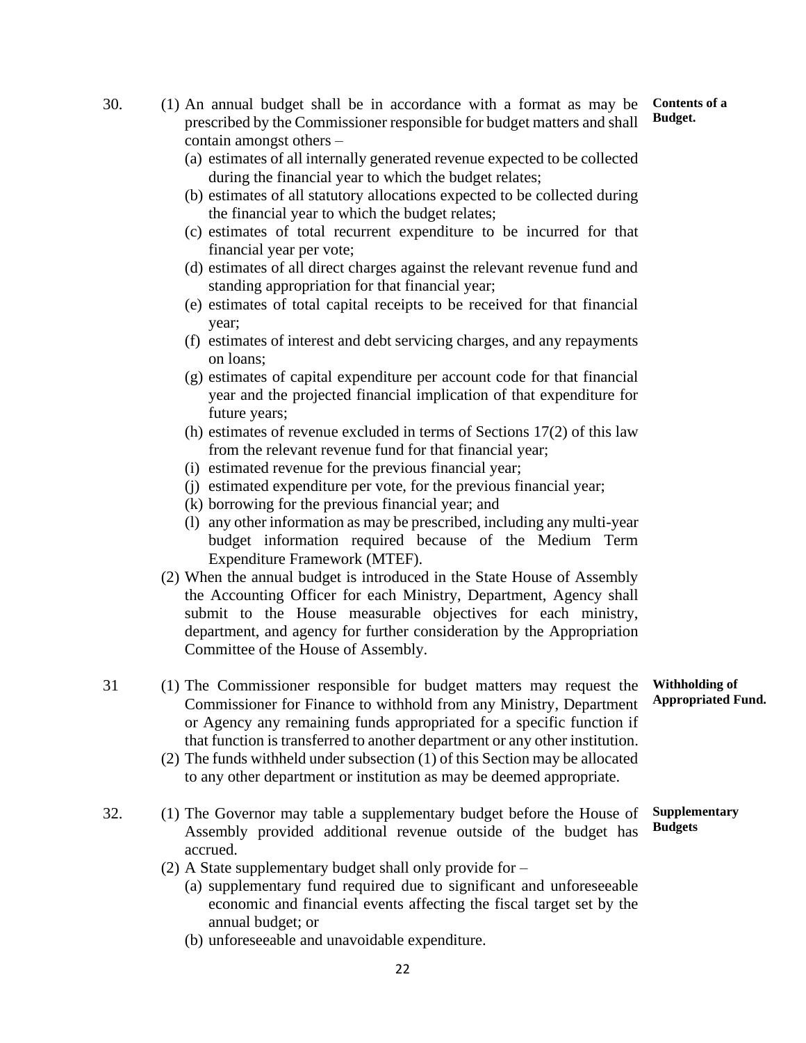**30. Contents of a Budget.**

(1) An annual budget shall be in accordance with a format as may be prescribed by the Commissioner responsible for budget matters and shall contain amongst others –

- (a) estimates of all internally generated revenue expected to be collected during the financial year to which the budget relates;
- (b) estimates of all statutory allocations expected to be collected during the financial year to which the budget relates;
- (c) estimates of total recurrent expenditure to be incurred for that financial year per vote;
- (d) estimates of all direct charges against the relevant revenue fund and standing appropriation for that financial year;
- (e) estimates of total capital receipts to be received for that financial year;
- (f) estimates of interest and debt servicing charges, and any repayments on loans;
- (g) estimates of capital expenditure per account code for that financial year and the projected financial implication of that expenditure for future years;
- (h) estimates of revenue excluded in terms of Sections 17(2) of this law from the relevant revenue fund for that financial year;
- (i) estimated revenue for the previous financial year;
- (j) estimated expenditure per vote, for the previous financial year;
- (k) borrowing for the previous financial year; and
- (l) any other information as may be prescribed, including any multi-year budget information required because of the Medium Term Expenditure Framework (MTEF).

(2) When the annual budget is introduced in the State House of Assembly the Accounting Officer for each Ministry, Department, Agency shall submit to the House measurable objectives for each ministry, department, and agency for further consideration by the Appropriation Committee of the House of Assembly.

**31 Withholding of Appropriated Fund.**

(1) The Commissioner responsible for budget matters may request the Commissioner for Finance to withhold from any Ministry, Department or Agency any remaining funds appropriated for a specific function if that function is transferred to another department or any other institution.

(2) The funds withheld under subsection (1) of this Section may be allocated to any other department or institution as may be deemed appropriate.

**32. Supplementary Budgets**

(1) The Governor may table a supplementary budget before the House of Assembly provided additional revenue outside of the budget has accrued.

(2) A State supplementary budget shall only provide for –

- (a) supplementary fund required due to significant and unforeseeable economic and financial events affecting the fiscal target set by the annual budget; or
- (b) unforeseeable and unavoidable expenditure.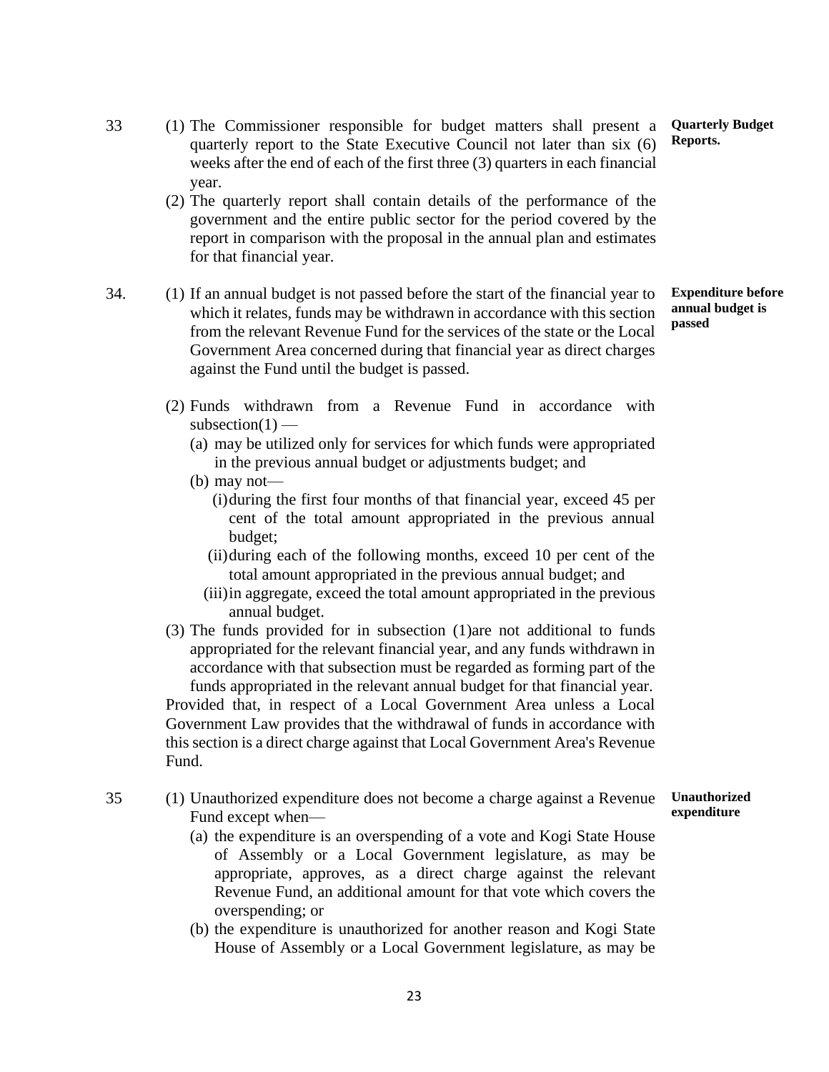**33 Quarterly Budget Reports.**

(1) The Commissioner responsible for budget matters shall present a quarterly report to the State Executive Council not later than six (6) weeks after the end of each of the first three (3) quarters in each financial year.

(2) The quarterly report shall contain details of the performance of the government and the entire public sector for the period covered by the report in comparison with the proposal in the annual plan and estimates for that financial year.

**34. Expenditure before annual budget is passed**

(1) If an annual budget is not passed before the start of the financial year to which it relates, funds may be withdrawn in accordance with this section from the relevant Revenue Fund for the services of the state or the Local Government Area concerned during that financial year as direct charges against the Fund until the budget is passed.

(2) Funds withdrawn from a Revenue Fund in accordance with subsection(1) —

- (a) may be utilized only for services for which funds were appropriated in the previous annual budget or adjustments budget; and
- (b) may not—
  - (i) during the first four months of that financial year, exceed 45 per cent of the total amount appropriated in the previous annual budget;
  - (ii) during each of the following months, exceed 10 per cent of the total amount appropriated in the previous annual budget; and
  - (iii) in aggregate, exceed the total amount appropriated in the previous annual budget.

(3) The funds provided for in subsection (1)are not additional to funds appropriated for the relevant financial year, and any funds withdrawn in accordance with that subsection must be regarded as forming part of the funds appropriated in the relevant annual budget for that financial year.

Provided that, in respect of a Local Government Area unless a Local Government Law provides that the withdrawal of funds in accordance with this section is a direct charge against that Local Government Area's Revenue Fund.

**35 Unauthorized expenditure**

(1) Unauthorized expenditure does not become a charge against a Revenue Fund except when—

- (a) the expenditure is an overspending of a vote and Kogi State House of Assembly or a Local Government legislature, as may be appropriate, approves, as a direct charge against the relevant Revenue Fund, an additional amount for that vote which covers the overspending; or
- (b) the expenditure is unauthorized for another reason and Kogi State House of Assembly or a Local Government legislature, as may be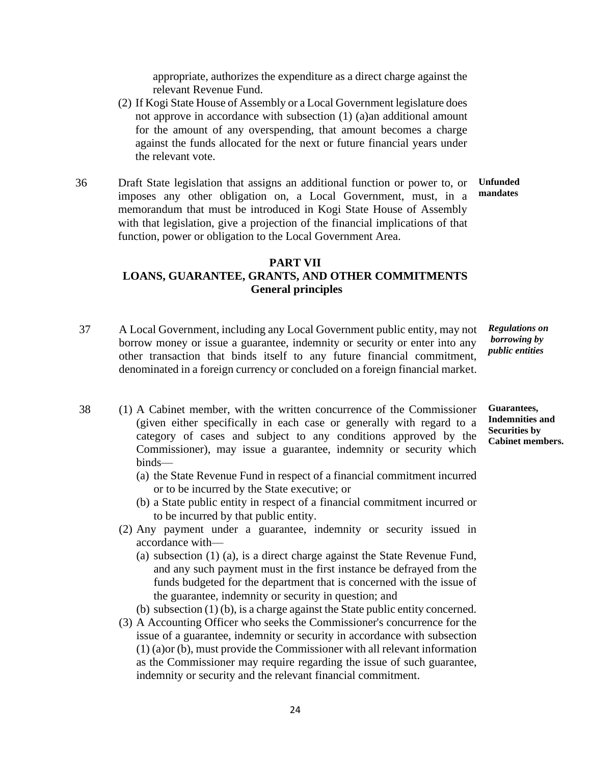appropriate, authorizes the expenditure as a direct charge against the relevant Revenue Fund.

(2) If Kogi State House of Assembly or a Local Government legislature does not approve in accordance with subsection (1) (a)an additional amount for the amount of any overspending, that amount becomes a charge against the funds allocated for the next or future financial years under the relevant vote.

36 Draft State legislation that assigns an additional function or power to, or imposes any other obligation on, a Local Government, must, in a memorandum that must be introduced in Kogi State House of Assembly with that legislation, give a projection of the financial implications of that function, power or obligation to the Local Government Area. **Unfunded mandates**

## PART VII
## LOANS, GUARANTEE, GRANTS, AND OTHER COMMITMENTS
### General principles

37 A Local Government, including any Local Government public entity, may not borrow money or issue a guarantee, indemnity or security or enter into any other transaction that binds itself to any future financial commitment, denominated in a foreign currency or concluded on a foreign financial market. ***Regulations on borrowing by public entities***

38 (1) A Cabinet member, with the written concurrence of the Commissioner (given either specifically in each case or generally with regard to a category of cases and subject to any conditions approved by the Commissioner), may issue a guarantee, indemnity or security which binds— **Guarantees, Indemnities and Securities by Cabinet members.**

(a) the State Revenue Fund in respect of a financial commitment incurred or to be incurred by the State executive; or

(b) a State public entity in respect of a financial commitment incurred or to be incurred by that public entity.

(2) Any payment under a guarantee, indemnity or security issued in accordance with—

(a) subsection (1) (a), is a direct charge against the State Revenue Fund, and any such payment must in the first instance be defrayed from the funds budgeted for the department that is concerned with the issue of the guarantee, indemnity or security in question; and

(b) subsection (1) (b), is a charge against the State public entity concerned.

(3) A Accounting Officer who seeks the Commissioner's concurrence for the issue of a guarantee, indemnity or security in accordance with subsection (1) (a)or (b), must provide the Commissioner with all relevant information as the Commissioner may require regarding the issue of such guarantee, indemnity or security and the relevant financial commitment.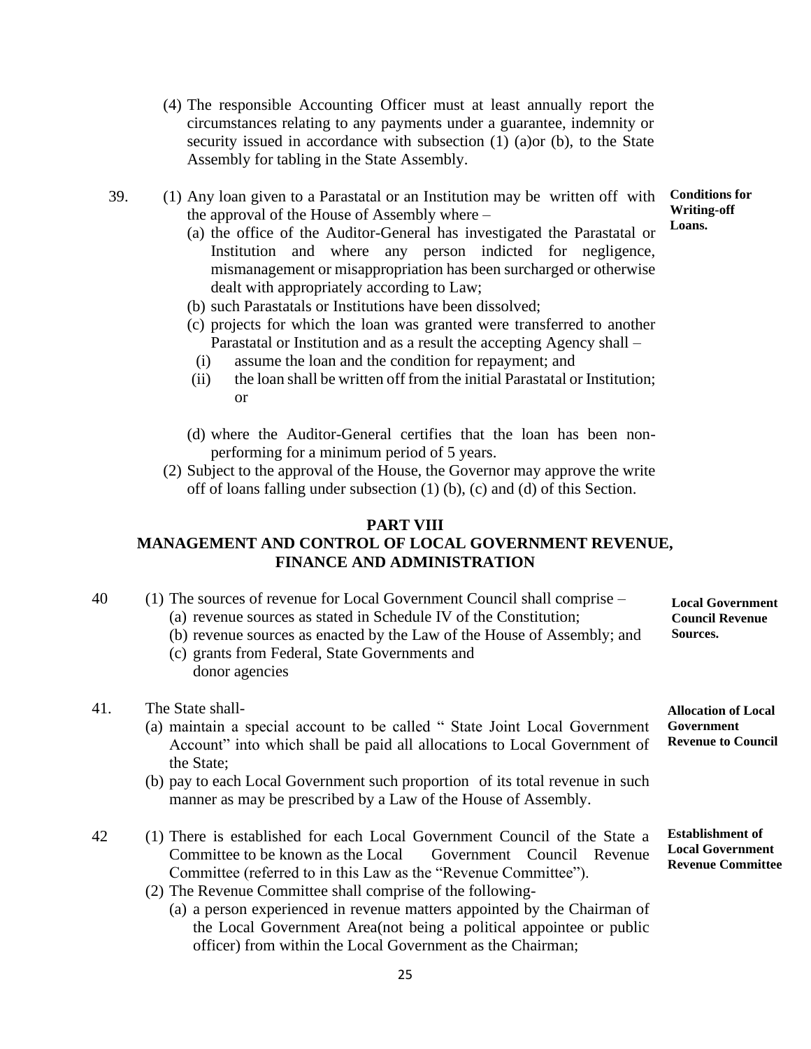(4) The responsible Accounting Officer must at least annually report the circumstances relating to any payments under a guarantee, indemnity or security issued in accordance with subsection (1) (a)or (b), to the State Assembly for tabling in the State Assembly.

**Conditions for Writing-off Loans.**

39. (1) Any loan given to a Parastatal or an Institution may be written off with the approval of the House of Assembly where –

(a) the office of the Auditor-General has investigated the Parastatal or Institution and where any person indicted for negligence, mismanagement or misappropriation has been surcharged or otherwise dealt with appropriately according to Law;

(b) such Parastatals or Institutions have been dissolved;

(c) projects for which the loan was granted were transferred to another Parastatal or Institution and as a result the accepting Agency shall –

(i) assume the loan and the condition for repayment; and

(ii) the loan shall be written off from the initial Parastatal or Institution; or

(d) where the Auditor-General certifies that the loan has been non-performing for a minimum period of 5 years.

(2) Subject to the approval of the House, the Governor may approve the write off of loans falling under subsection (1) (b), (c) and (d) of this Section.

## PART VIII
## MANAGEMENT AND CONTROL OF LOCAL GOVERNMENT REVENUE, FINANCE AND ADMINISTRATION

**Local Government Council Revenue Sources.**

40 (1) The sources of revenue for Local Government Council shall comprise –

(a) revenue sources as stated in Schedule IV of the Constitution;

(b) revenue sources as enacted by the Law of the House of Assembly; and

(c) grants from Federal, State Governments and donor agencies

**Allocation of Local Government Revenue to Council**

41. The State shall-

(a) maintain a special account to be called " State Joint Local Government Account" into which shall be paid all allocations to Local Government of the State;

(b) pay to each Local Government such proportion of its total revenue in such manner as may be prescribed by a Law of the House of Assembly.

**Establishment of Local Government Revenue Committee**

42 (1) There is established for each Local Government Council of the State a Committee to be known as the Local Government Council Revenue Committee (referred to in this Law as the "Revenue Committee").

(2) The Revenue Committee shall comprise of the following-

(a) a person experienced in revenue matters appointed by the Chairman of the Local Government Area(not being a political appointee or public officer) from within the Local Government as the Chairman;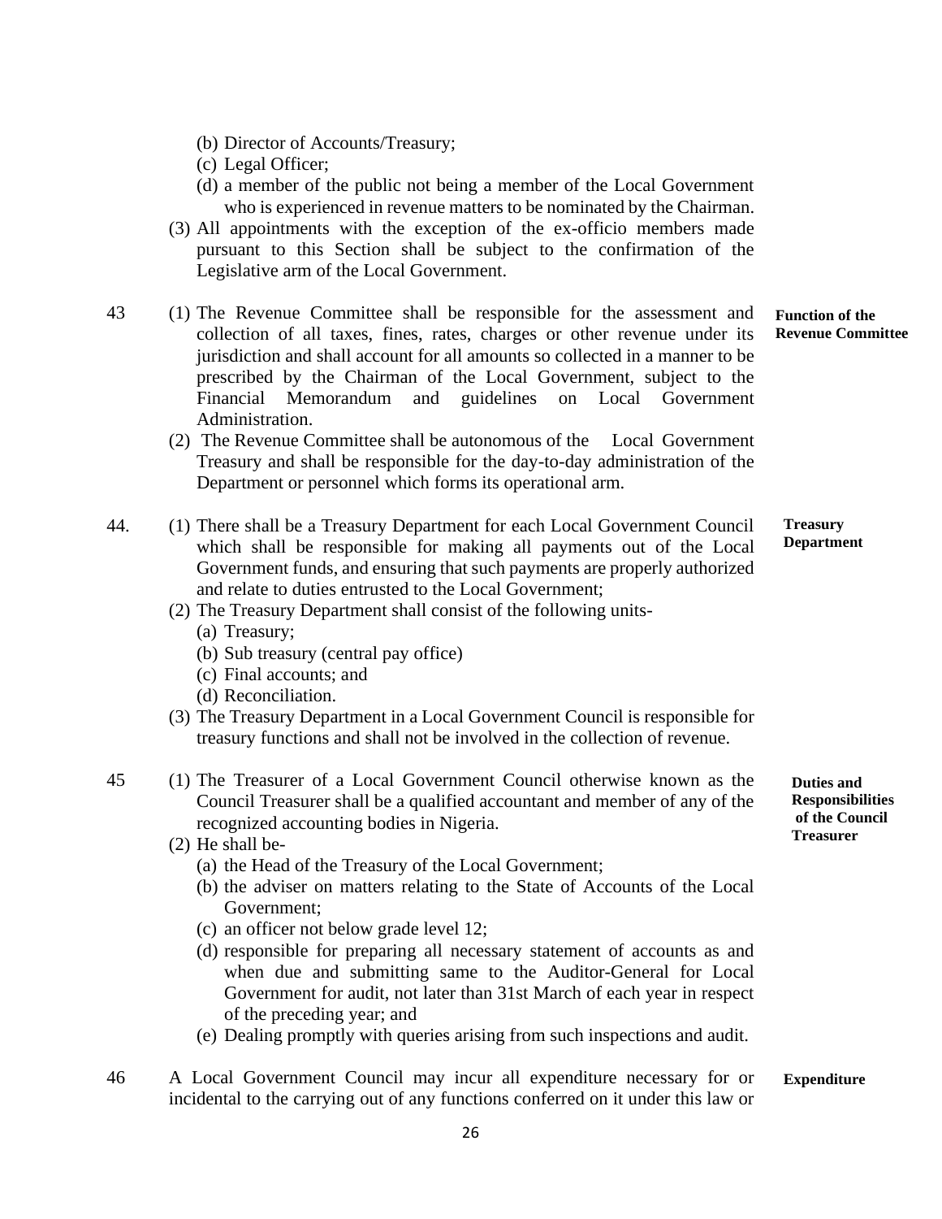(b) Director of Accounts/Treasury;
(c) Legal Officer;
(d) a member of the public not being a member of the Local Government who is experienced in revenue matters to be nominated by the Chairman.

(3) All appointments with the exception of the ex-officio members made pursuant to this Section shall be subject to the confirmation of the Legislative arm of the Local Government.

**Function of the Revenue Committee**

43 (1) The Revenue Committee shall be responsible for the assessment and collection of all taxes, fines, rates, charges or other revenue under its jurisdiction and shall account for all amounts so collected in a manner to be prescribed by the Chairman of the Local Government, subject to the Financial Memorandum and guidelines on Local Government Administration.

(2) The Revenue Committee shall be autonomous of the Local Government Treasury and shall be responsible for the day-to-day administration of the Department or personnel which forms its operational arm.

**Treasury Department**

44. (1) There shall be a Treasury Department for each Local Government Council which shall be responsible for making all payments out of the Local Government funds, and ensuring that such payments are properly authorized and relate to duties entrusted to the Local Government;

(2) The Treasury Department shall consist of the following units-
(a) Treasury;
(b) Sub treasury (central pay office)
(c) Final accounts; and
(d) Reconciliation.

(3) The Treasury Department in a Local Government Council is responsible for treasury functions and shall not be involved in the collection of revenue.

**Duties and Responsibilities of the Council Treasurer**

45 (1) The Treasurer of a Local Government Council otherwise known as the Council Treasurer shall be a qualified accountant and member of any of the recognized accounting bodies in Nigeria.

(2) He shall be-
(a) the Head of the Treasury of the Local Government;
(b) the adviser on matters relating to the State of Accounts of the Local Government;
(c) an officer not below grade level 12;
(d) responsible for preparing all necessary statement of accounts as and when due and submitting same to the Auditor-General for Local Government for audit, not later than 31st March of each year in respect of the preceding year; and
(e) Dealing promptly with queries arising from such inspections and audit.

**Expenditure**

46 A Local Government Council may incur all expenditure necessary for or incidental to the carrying out of any functions conferred on it under this law or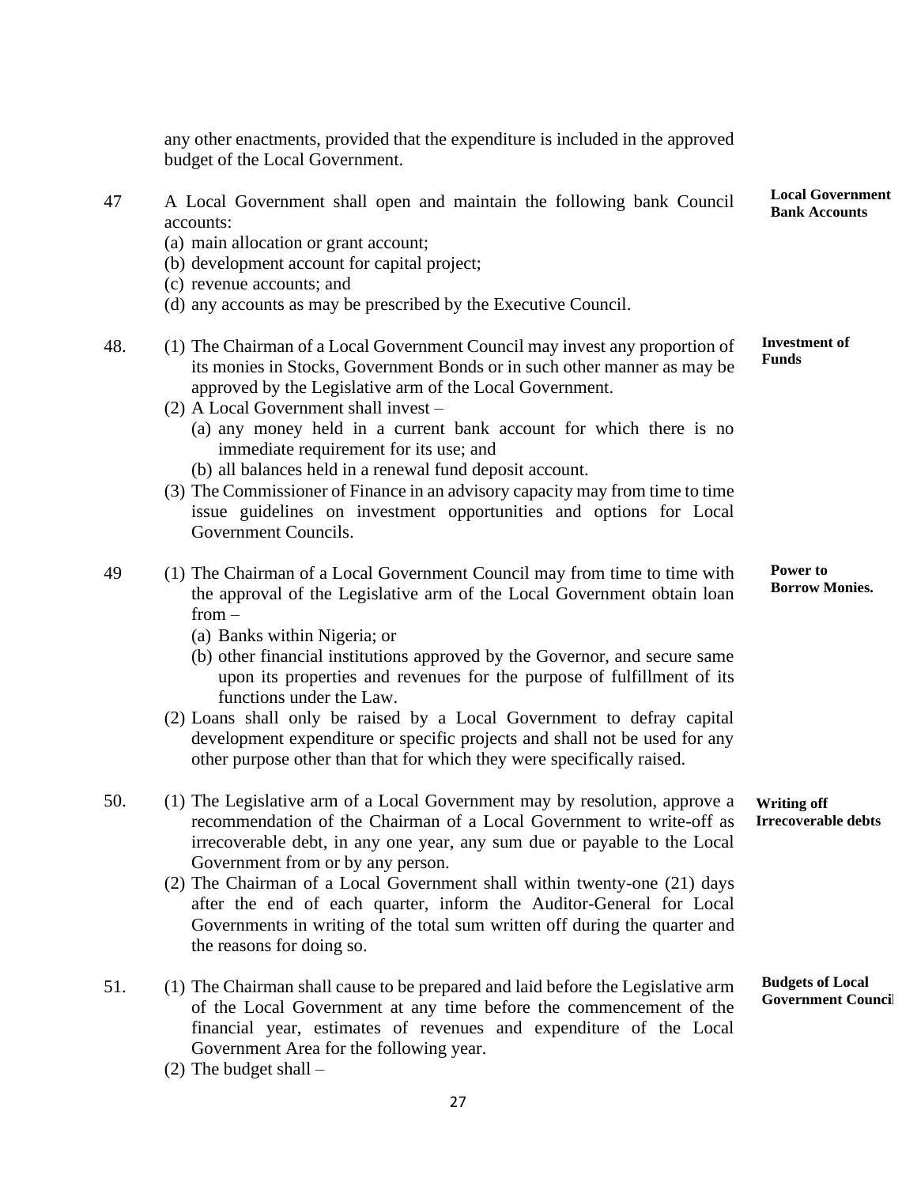any other enactments, provided that the expenditure is included in the approved budget of the Local Government.

**Local Government Bank Accounts**

47 A Local Government shall open and maintain the following bank Council accounts:
- (a) main allocation or grant account;
- (b) development account for capital project;
- (c) revenue accounts; and
- (d) any accounts as may be prescribed by the Executive Council.

**Investment of Funds**

48. (1) The Chairman of a Local Government Council may invest any proportion of its monies in Stocks, Government Bonds or in such other manner as may be approved by the Legislative arm of the Local Government.

(2) A Local Government shall invest –
- (a) any money held in a current bank account for which there is no immediate requirement for its use; and
- (b) all balances held in a renewal fund deposit account.

(3) The Commissioner of Finance in an advisory capacity may from time to time issue guidelines on investment opportunities and options for Local Government Councils.

**Power to Borrow Monies.**

49 (1) The Chairman of a Local Government Council may from time to time with the approval of the Legislative arm of the Local Government obtain loan from –
- (a) Banks within Nigeria; or
- (b) other financial institutions approved by the Governor, and secure same upon its properties and revenues for the purpose of fulfillment of its functions under the Law.

(2) Loans shall only be raised by a Local Government to defray capital development expenditure or specific projects and shall not be used for any other purpose other than that for which they were specifically raised.

**Writing off Irrecoverable debts**

50. (1) The Legislative arm of a Local Government may by resolution, approve a recommendation of the Chairman of a Local Government to write-off as irrecoverable debt, in any one year, any sum due or payable to the Local Government from or by any person.

(2) The Chairman of a Local Government shall within twenty-one (21) days after the end of each quarter, inform the Auditor-General for Local Governments in writing of the total sum written off during the quarter and the reasons for doing so.

**Budgets of Local Government Council**

51. (1) The Chairman shall cause to be prepared and laid before the Legislative arm of the Local Government at any time before the commencement of the financial year, estimates of revenues and expenditure of the Local Government Area for the following year.

(2) The budget shall –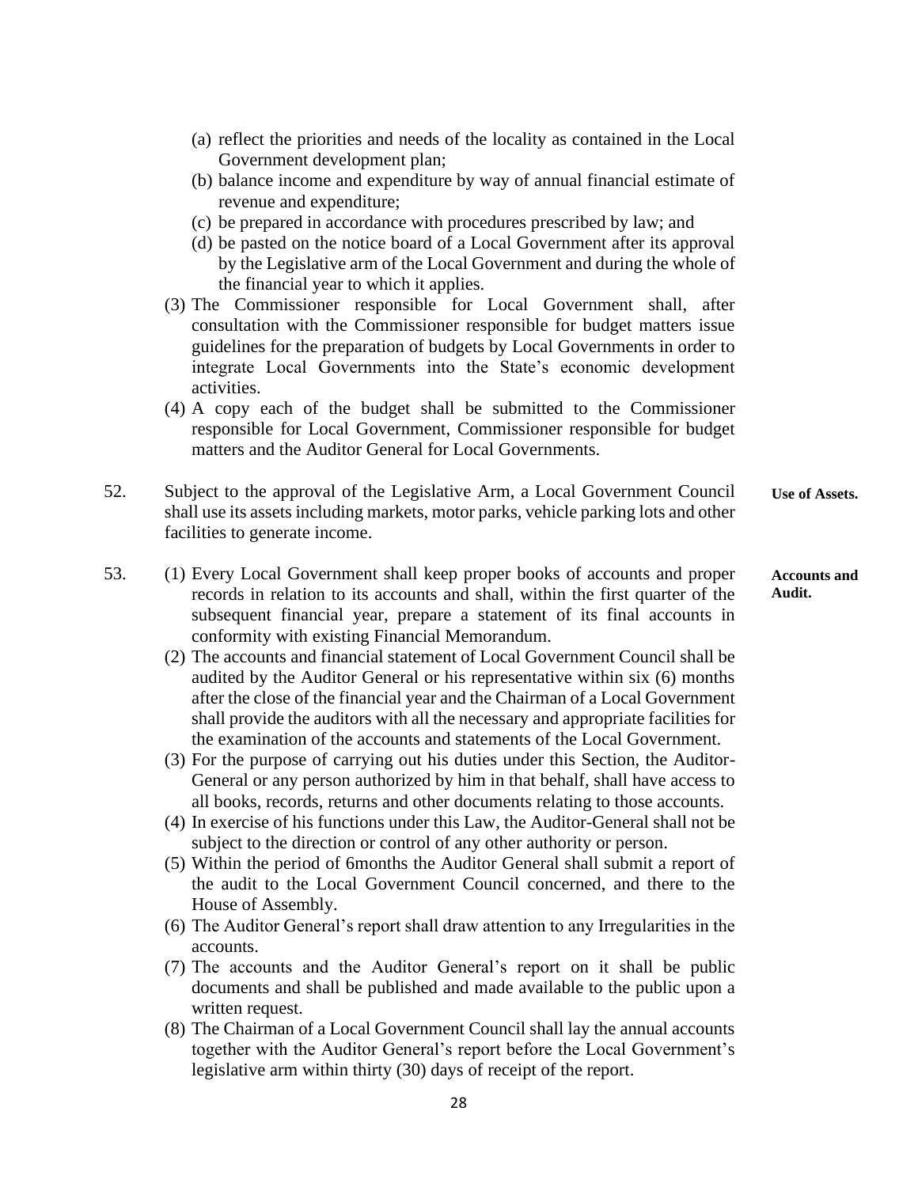(a) reflect the priorities and needs of the locality as contained in the Local Government development plan;
(b) balance income and expenditure by way of annual financial estimate of revenue and expenditure;
(c) be prepared in accordance with procedures prescribed by law; and
(d) be pasted on the notice board of a Local Government after its approval by the Legislative arm of the Local Government and during the whole of the financial year to which it applies.

(3) The Commissioner responsible for Local Government shall, after consultation with the Commissioner responsible for budget matters issue guidelines for the preparation of budgets by Local Governments in order to integrate Local Governments into the State's economic development activities.

(4) A copy each of the budget shall be submitted to the Commissioner responsible for Local Government, Commissioner responsible for budget matters and the Auditor General for Local Governments.

**Use of Assets.**

52. Subject to the approval of the Legislative Arm, a Local Government Council shall use its assets including markets, motor parks, vehicle parking lots and other facilities to generate income.

**Accounts and Audit.**

53. (1) Every Local Government shall keep proper books of accounts and proper records in relation to its accounts and shall, within the first quarter of the subsequent financial year, prepare a statement of its final accounts in conformity with existing Financial Memorandum.

(2) The accounts and financial statement of Local Government Council shall be audited by the Auditor General or his representative within six (6) months after the close of the financial year and the Chairman of a Local Government shall provide the auditors with all the necessary and appropriate facilities for the examination of the accounts and statements of the Local Government.

(3) For the purpose of carrying out his duties under this Section, the Auditor-General or any person authorized by him in that behalf, shall have access to all books, records, returns and other documents relating to those accounts.

(4) In exercise of his functions under this Law, the Auditor-General shall not be subject to the direction or control of any other authority or person.

(5) Within the period of 6months the Auditor General shall submit a report of the audit to the Local Government Council concerned, and there to the House of Assembly.

(6) The Auditor General's report shall draw attention to any Irregularities in the accounts.

(7) The accounts and the Auditor General's report on it shall be public documents and shall be published and made available to the public upon a written request.

(8) The Chairman of a Local Government Council shall lay the annual accounts together with the Auditor General's report before the Local Government's legislative arm within thirty (30) days of receipt of the report.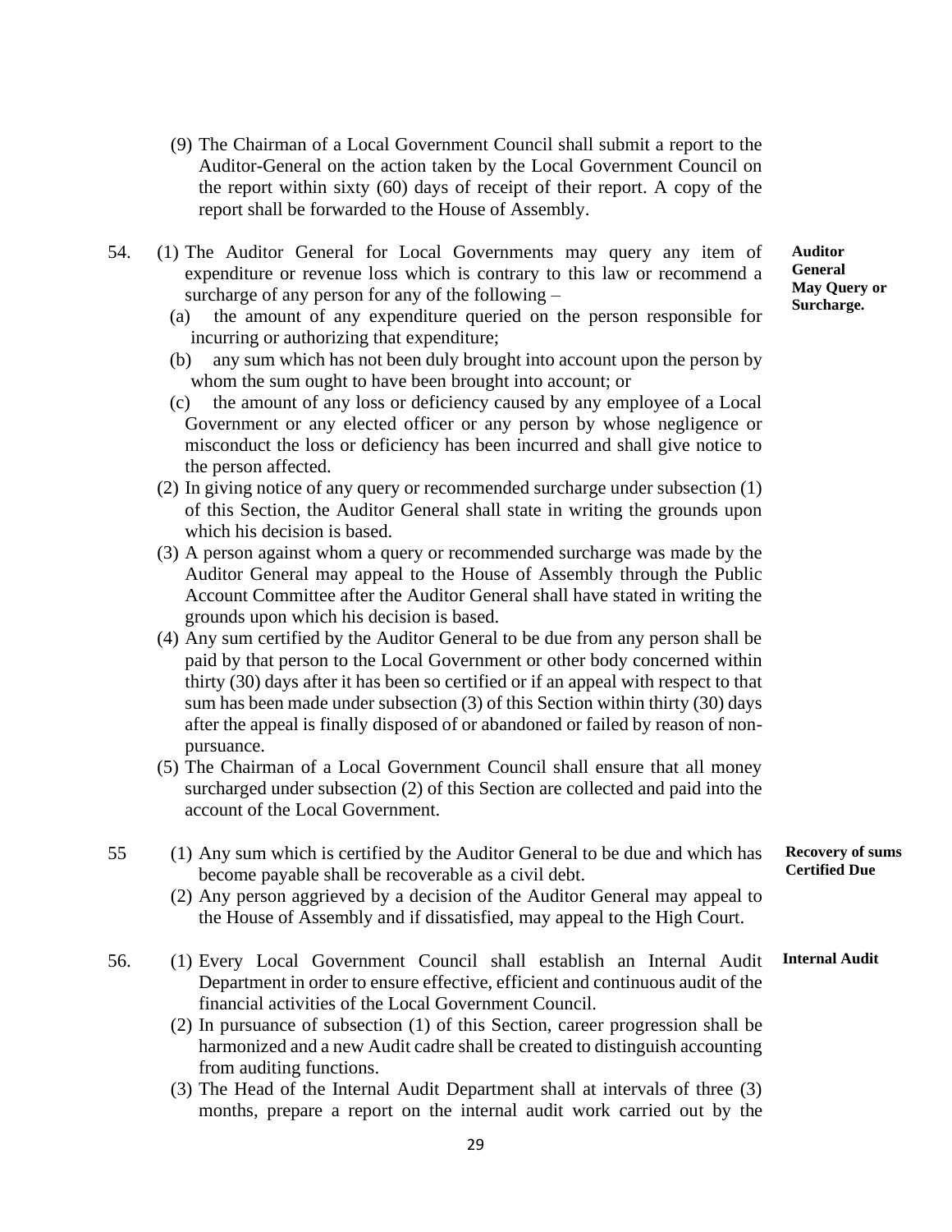(9) The Chairman of a Local Government Council shall submit a report to the Auditor-General on the action taken by the Local Government Council on the report within sixty (60) days of receipt of their report. A copy of the report shall be forwarded to the House of Assembly.

**Auditor General May Query or Surcharge.**

54. (1) The Auditor General for Local Governments may query any item of expenditure or revenue loss which is contrary to this law or recommend a surcharge of any person for any of the following –

(a) the amount of any expenditure queried on the person responsible for incurring or authorizing that expenditure;

(b) any sum which has not been duly brought into account upon the person by whom the sum ought to have been brought into account; or

(c) the amount of any loss or deficiency caused by any employee of a Local Government or any elected officer or any person by whose negligence or misconduct the loss or deficiency has been incurred and shall give notice to the person affected.

(2) In giving notice of any query or recommended surcharge under subsection (1) of this Section, the Auditor General shall state in writing the grounds upon which his decision is based.

(3) A person against whom a query or recommended surcharge was made by the Auditor General may appeal to the House of Assembly through the Public Account Committee after the Auditor General shall have stated in writing the grounds upon which his decision is based.

(4) Any sum certified by the Auditor General to be due from any person shall be paid by that person to the Local Government or other body concerned within thirty (30) days after it has been so certified or if an appeal with respect to that sum has been made under subsection (3) of this Section within thirty (30) days after the appeal is finally disposed of or abandoned or failed by reason of non-pursuance.

(5) The Chairman of a Local Government Council shall ensure that all money surcharged under subsection (2) of this Section are collected and paid into the account of the Local Government.

**Recovery of sums Certified Due**

55 (1) Any sum which is certified by the Auditor General to be due and which has become payable shall be recoverable as a civil debt.

(2) Any person aggrieved by a decision of the Auditor General may appeal to the House of Assembly and if dissatisfied, may appeal to the High Court.

**Internal Audit**

56. (1) Every Local Government Council shall establish an Internal Audit Department in order to ensure effective, efficient and continuous audit of the financial activities of the Local Government Council.

(2) In pursuance of subsection (1) of this Section, career progression shall be harmonized and a new Audit cadre shall be created to distinguish accounting from auditing functions.

(3) The Head of the Internal Audit Department shall at intervals of three (3) months, prepare a report on the internal audit work carried out by the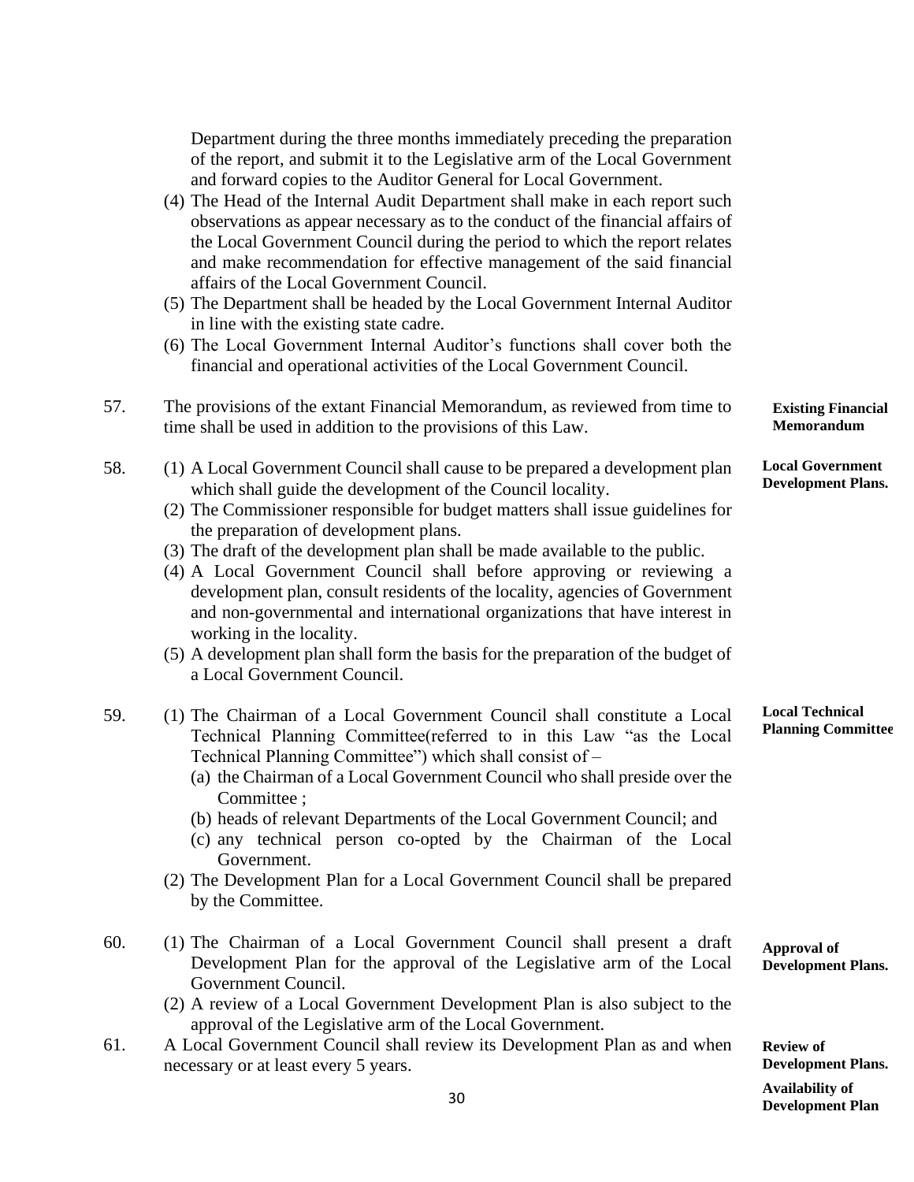Department during the three months immediately preceding the preparation of the report, and submit it to the Legislative arm of the Local Government and forward copies to the Auditor General for Local Government.

(4) The Head of the Internal Audit Department shall make in each report such observations as appear necessary as to the conduct of the financial affairs of the Local Government Council during the period to which the report relates and make recommendation for effective management of the said financial affairs of the Local Government Council.

(5) The Department shall be headed by the Local Government Internal Auditor in line with the existing state cadre.

(6) The Local Government Internal Auditor's functions shall cover both the financial and operational activities of the Local Government Council.

**Existing Financial Memorandum**

57. The provisions of the extant Financial Memorandum, as reviewed from time to time shall be used in addition to the provisions of this Law.

**Local Government Development Plans.**

58. (1) A Local Government Council shall cause to be prepared a development plan which shall guide the development of the Council locality.

(2) The Commissioner responsible for budget matters shall issue guidelines for the preparation of development plans.

(3) The draft of the development plan shall be made available to the public.

(4) A Local Government Council shall before approving or reviewing a development plan, consult residents of the locality, agencies of Government and non-governmental and international organizations that have interest in working in the locality.

(5) A development plan shall form the basis for the preparation of the budget of a Local Government Council.

**Local Technical Planning Committee**

59. (1) The Chairman of a Local Government Council shall constitute a Local Technical Planning Committee(referred to in this Law "as the Local Technical Planning Committee") which shall consist of –

(a) the Chairman of a Local Government Council who shall preside over the Committee ;

(b) heads of relevant Departments of the Local Government Council; and

(c) any technical person co-opted by the Chairman of the Local Government.

(2) The Development Plan for a Local Government Council shall be prepared by the Committee.

**Approval of Development Plans.**

60. (1) The Chairman of a Local Government Council shall present a draft Development Plan for the approval of the Legislative arm of the Local Government Council.

(2) A review of a Local Government Development Plan is also subject to the approval of the Legislative arm of the Local Government.

**Review of Development Plans.**

61. A Local Government Council shall review its Development Plan as and when necessary or at least every 5 years.

**Availability of Development Plan**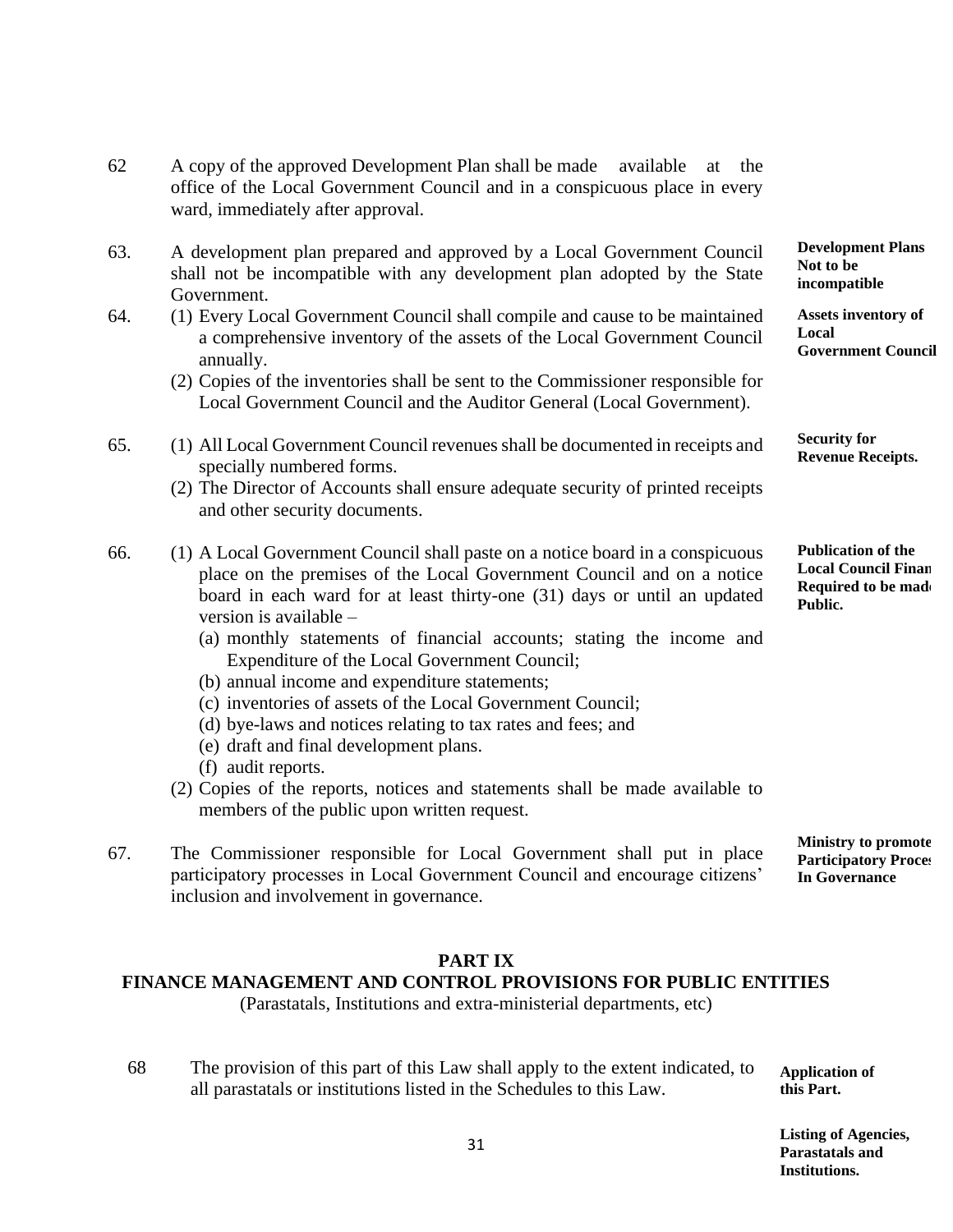62 A copy of the approved Development Plan shall be made available at the office of the Local Government Council and in a conspicuous place in every ward, immediately after approval.

**Development Plans Not to be incompatible**

63. A development plan prepared and approved by a Local Government Council shall not be incompatible with any development plan adopted by the State Government.

**Assets inventory of Local Government Council**

64. (1) Every Local Government Council shall compile and cause to be maintained a comprehensive inventory of the assets of the Local Government Council annually.

(2) Copies of the inventories shall be sent to the Commissioner responsible for Local Government Council and the Auditor General (Local Government).

**Security for Revenue Receipts.**

65. (1) All Local Government Council revenues shall be documented in receipts and specially numbered forms.

(2) The Director of Accounts shall ensure adequate security of printed receipts and other security documents.

**Publication of the Local Council Finan Required to be made Public.**

66. (1) A Local Government Council shall paste on a notice board in a conspicuous place on the premises of the Local Government Council and on a notice board in each ward for at least thirty-one (31) days or until an updated version is available –

(a) monthly statements of financial accounts; stating the income and Expenditure of the Local Government Council;
(b) annual income and expenditure statements;
(c) inventories of assets of the Local Government Council;
(d) bye-laws and notices relating to tax rates and fees; and
(e) draft and final development plans.
(f) audit reports.

(2) Copies of the reports, notices and statements shall be made available to members of the public upon written request.

**Ministry to promote Participatory Proces In Governance**

67. The Commissioner responsible for Local Government shall put in place participatory processes in Local Government Council and encourage citizens' inclusion and involvement in governance.

## PART IX
## FINANCE MANAGEMENT AND CONTROL PROVISIONS FOR PUBLIC ENTITIES

(Parastatals, Institutions and extra-ministerial departments, etc)

**Application of this Part.**

68 The provision of this part of this Law shall apply to the extent indicated, to all parastatals or institutions listed in the Schedules to this Law.

**Listing of Agencies, Parastatals and Institutions.**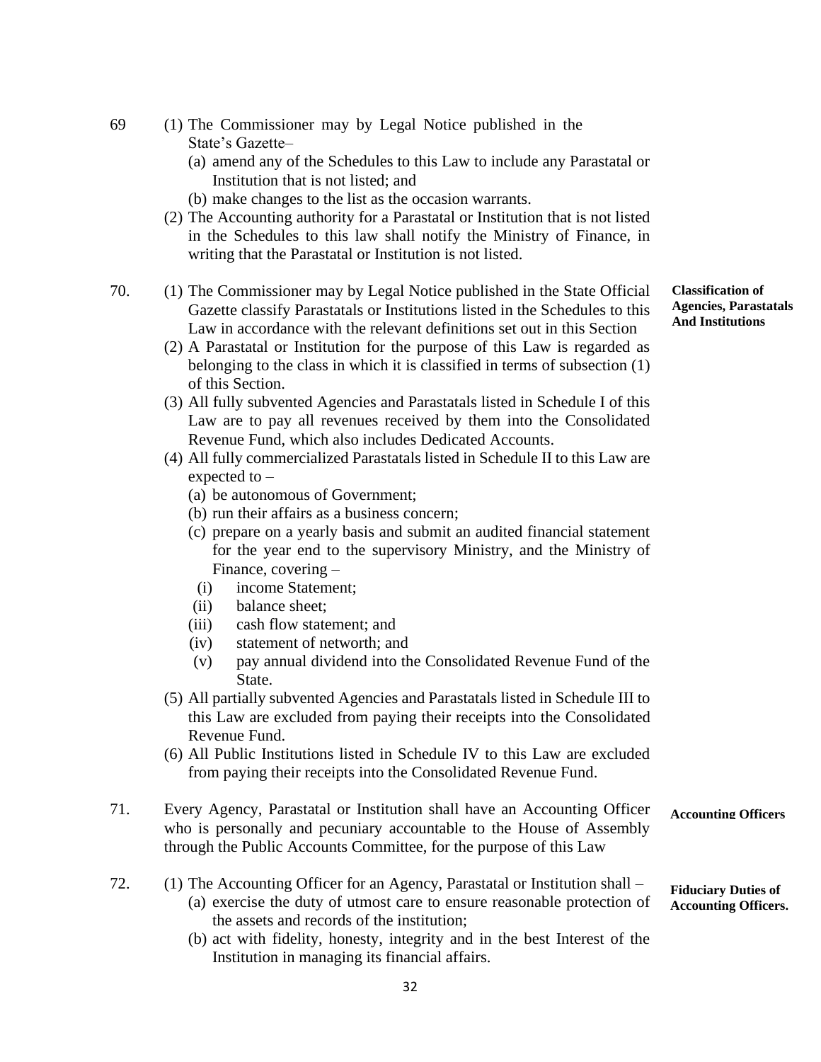69 (1) The Commissioner may by Legal Notice published in the State's Gazette–

(a) amend any of the Schedules to this Law to include any Parastatal or Institution that is not listed; and

(b) make changes to the list as the occasion warrants.

(2) The Accounting authority for a Parastatal or Institution that is not listed in the Schedules to this law shall notify the Ministry of Finance, in writing that the Parastatal or Institution is not listed.

**Classification of Agencies, Parastatals And Institutions**

70. (1) The Commissioner may by Legal Notice published in the State Official Gazette classify Parastatals or Institutions listed in the Schedules to this Law in accordance with the relevant definitions set out in this Section

(2) A Parastatal or Institution for the purpose of this Law is regarded as belonging to the class in which it is classified in terms of subsection (1) of this Section.

(3) All fully subvented Agencies and Parastatals listed in Schedule I of this Law are to pay all revenues received by them into the Consolidated Revenue Fund, which also includes Dedicated Accounts.

(4) All fully commercialized Parastatals listed in Schedule II to this Law are expected to –

(a) be autonomous of Government;

(b) run their affairs as a business concern;

(c) prepare on a yearly basis and submit an audited financial statement for the year end to the supervisory Ministry, and the Ministry of Finance, covering –

(i) income Statement;

(ii) balance sheet;

(iii) cash flow statement; and

(iv) statement of networth; and

(v) pay annual dividend into the Consolidated Revenue Fund of the State.

(5) All partially subvented Agencies and Parastatals listed in Schedule III to this Law are excluded from paying their receipts into the Consolidated Revenue Fund.

(6) All Public Institutions listed in Schedule IV to this Law are excluded from paying their receipts into the Consolidated Revenue Fund.

**Accounting Officers**

71. Every Agency, Parastatal or Institution shall have an Accounting Officer who is personally and pecuniary accountable to the House of Assembly through the Public Accounts Committee, for the purpose of this Law

**Fiduciary Duties of Accounting Officers.**

72. (1) The Accounting Officer for an Agency, Parastatal or Institution shall –

(a) exercise the duty of utmost care to ensure reasonable protection of the assets and records of the institution;

(b) act with fidelity, honesty, integrity and in the best Interest of the Institution in managing its financial affairs.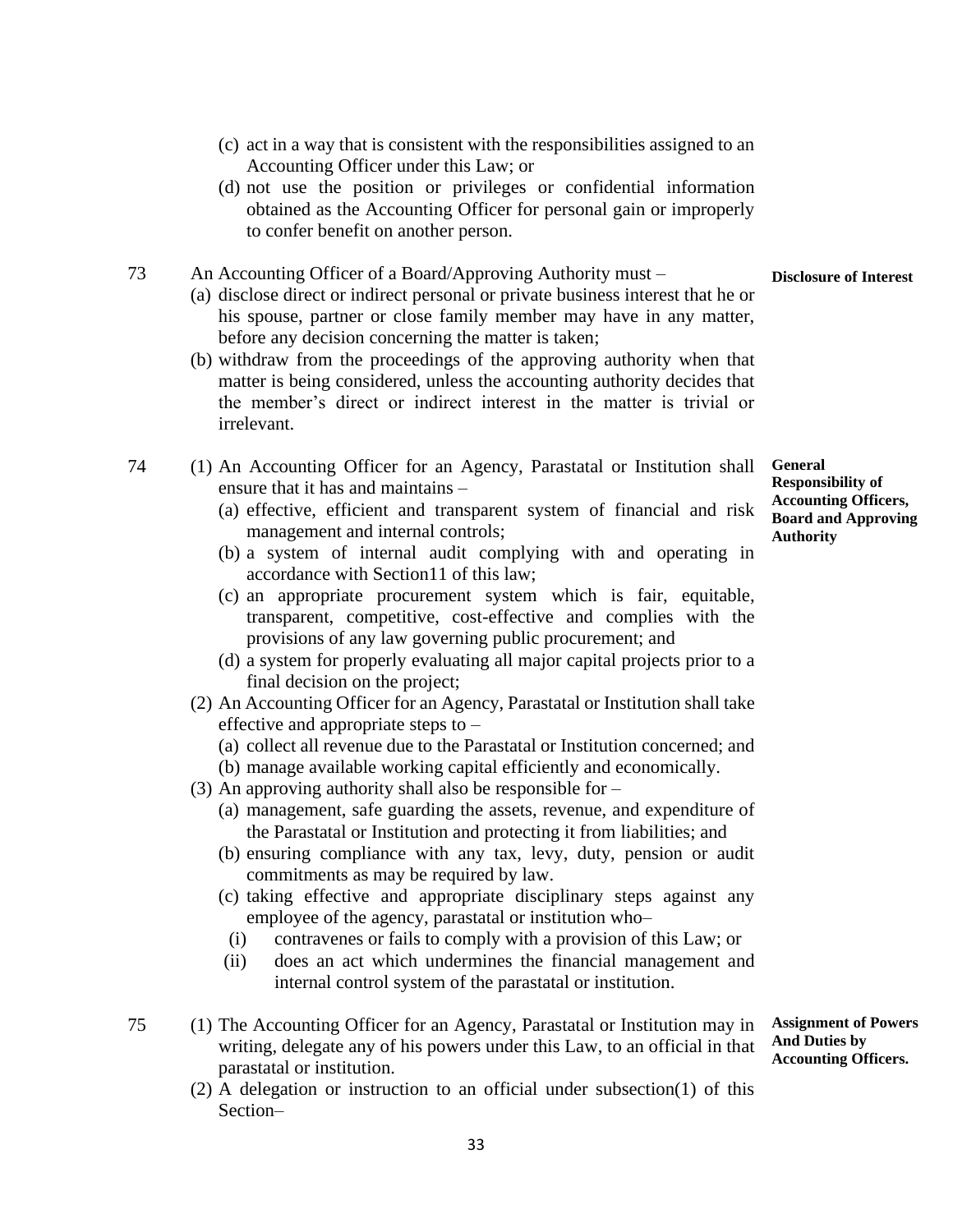(c) act in a way that is consistent with the responsibilities assigned to an Accounting Officer under this Law; or

(d) not use the position or privileges or confidential information obtained as the Accounting Officer for personal gain or improperly to confer benefit on another person.

**Disclosure of Interest**

73 An Accounting Officer of a Board/Approving Authority must –

(a) disclose direct or indirect personal or private business interest that he or his spouse, partner or close family member may have in any matter, before any decision concerning the matter is taken;

(b) withdraw from the proceedings of the approving authority when that matter is being considered, unless the accounting authority decides that the member's direct or indirect interest in the matter is trivial or irrelevant.

**General Responsibility of Accounting Officers, Board and Approving Authority**

74 (1) An Accounting Officer for an Agency, Parastatal or Institution shall ensure that it has and maintains –

(a) effective, efficient and transparent system of financial and risk management and internal controls;

(b) a system of internal audit complying with and operating in accordance with Section11 of this law;

(c) an appropriate procurement system which is fair, equitable, transparent, competitive, cost-effective and complies with the provisions of any law governing public procurement; and

(d) a system for properly evaluating all major capital projects prior to a final decision on the project;

(2) An Accounting Officer for an Agency, Parastatal or Institution shall take effective and appropriate steps to –

(a) collect all revenue due to the Parastatal or Institution concerned; and

(b) manage available working capital efficiently and economically.

(3) An approving authority shall also be responsible for –

(a) management, safe guarding the assets, revenue, and expenditure of the Parastatal or Institution and protecting it from liabilities; and

(b) ensuring compliance with any tax, levy, duty, pension or audit commitments as may be required by law.

(c) taking effective and appropriate disciplinary steps against any employee of the agency, parastatal or institution who–

(i) contravenes or fails to comply with a provision of this Law; or

(ii) does an act which undermines the financial management and internal control system of the parastatal or institution.

**Assignment of Powers And Duties by Accounting Officers.**

75 (1) The Accounting Officer for an Agency, Parastatal or Institution may in writing, delegate any of his powers under this Law, to an official in that parastatal or institution.

(2) A delegation or instruction to an official under subsection(1) of this Section–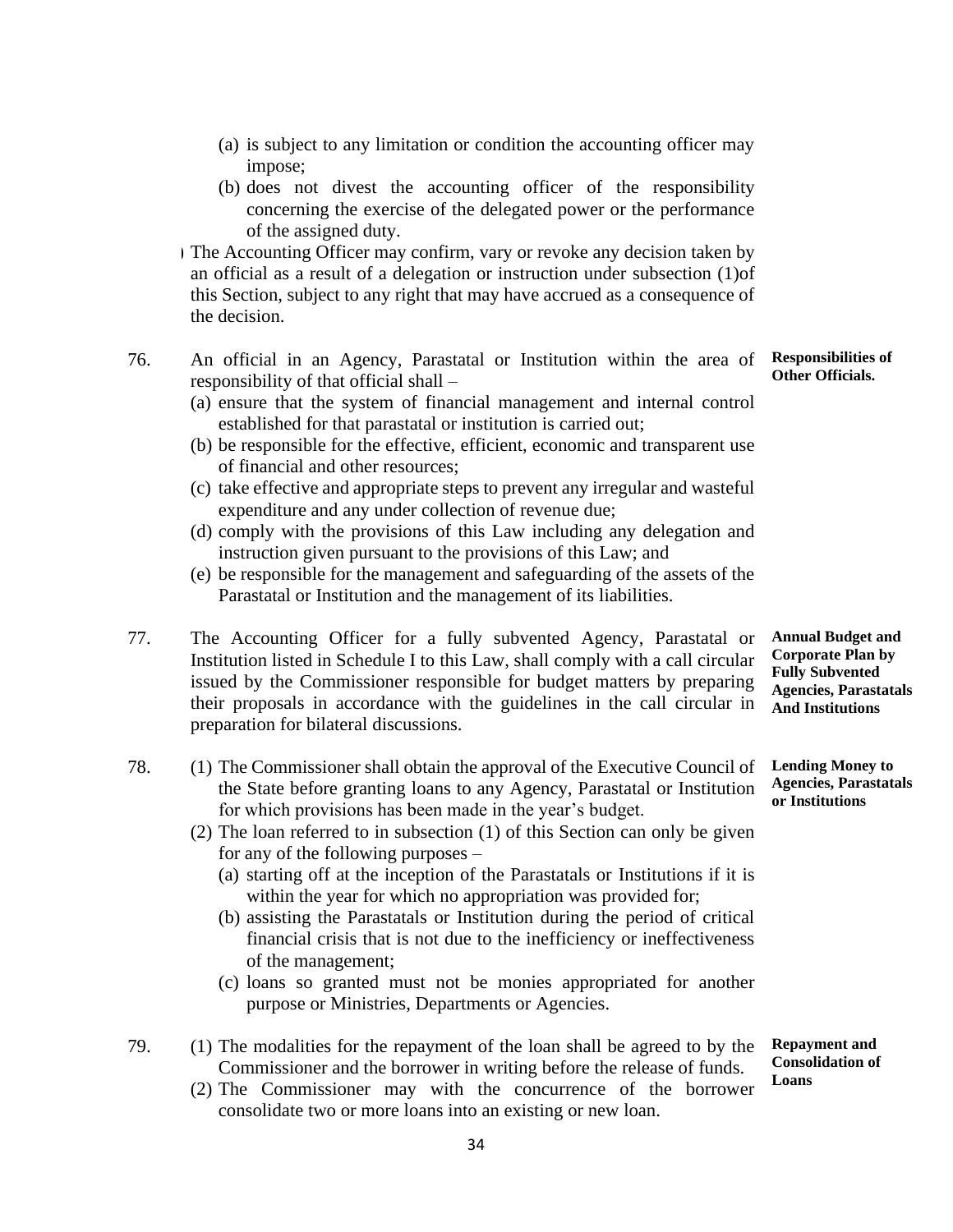(a) is subject to any limitation or condition the accounting officer may impose;

(b) does not divest the accounting officer of the responsibility concerning the exercise of the delegated power or the performance of the assigned duty.

) The Accounting Officer may confirm, vary or revoke any decision taken by an official as a result of a delegation or instruction under subsection (1)of this Section, subject to any right that may have accrued as a consequence of the decision.

**Responsibilities of Other Officials.**

76. An official in an Agency, Parastatal or Institution within the area of responsibility of that official shall –

(a) ensure that the system of financial management and internal control established for that parastatal or institution is carried out;

(b) be responsible for the effective, efficient, economic and transparent use of financial and other resources;

(c) take effective and appropriate steps to prevent any irregular and wasteful expenditure and any under collection of revenue due;

(d) comply with the provisions of this Law including any delegation and instruction given pursuant to the provisions of this Law; and

(e) be responsible for the management and safeguarding of the assets of the Parastatal or Institution and the management of its liabilities.

**Annual Budget and Corporate Plan by Fully Subvented Agencies, Parastatals And Institutions**

77. The Accounting Officer for a fully subvented Agency, Parastatal or Institution listed in Schedule I to this Law, shall comply with a call circular issued by the Commissioner responsible for budget matters by preparing their proposals in accordance with the guidelines in the call circular in preparation for bilateral discussions.

**Lending Money to Agencies, Parastatals or Institutions**

78. (1) The Commissioner shall obtain the approval of the Executive Council of the State before granting loans to any Agency, Parastatal or Institution for which provisions has been made in the year's budget.

(2) The loan referred to in subsection (1) of this Section can only be given for any of the following purposes –

(a) starting off at the inception of the Parastatals or Institutions if it is within the year for which no appropriation was provided for;

(b) assisting the Parastatals or Institution during the period of critical financial crisis that is not due to the inefficiency or ineffectiveness of the management;

(c) loans so granted must not be monies appropriated for another purpose or Ministries, Departments or Agencies.

**Repayment and Consolidation of Loans**

79. (1) The modalities for the repayment of the loan shall be agreed to by the Commissioner and the borrower in writing before the release of funds.

(2) The Commissioner may with the concurrence of the borrower consolidate two or more loans into an existing or new loan.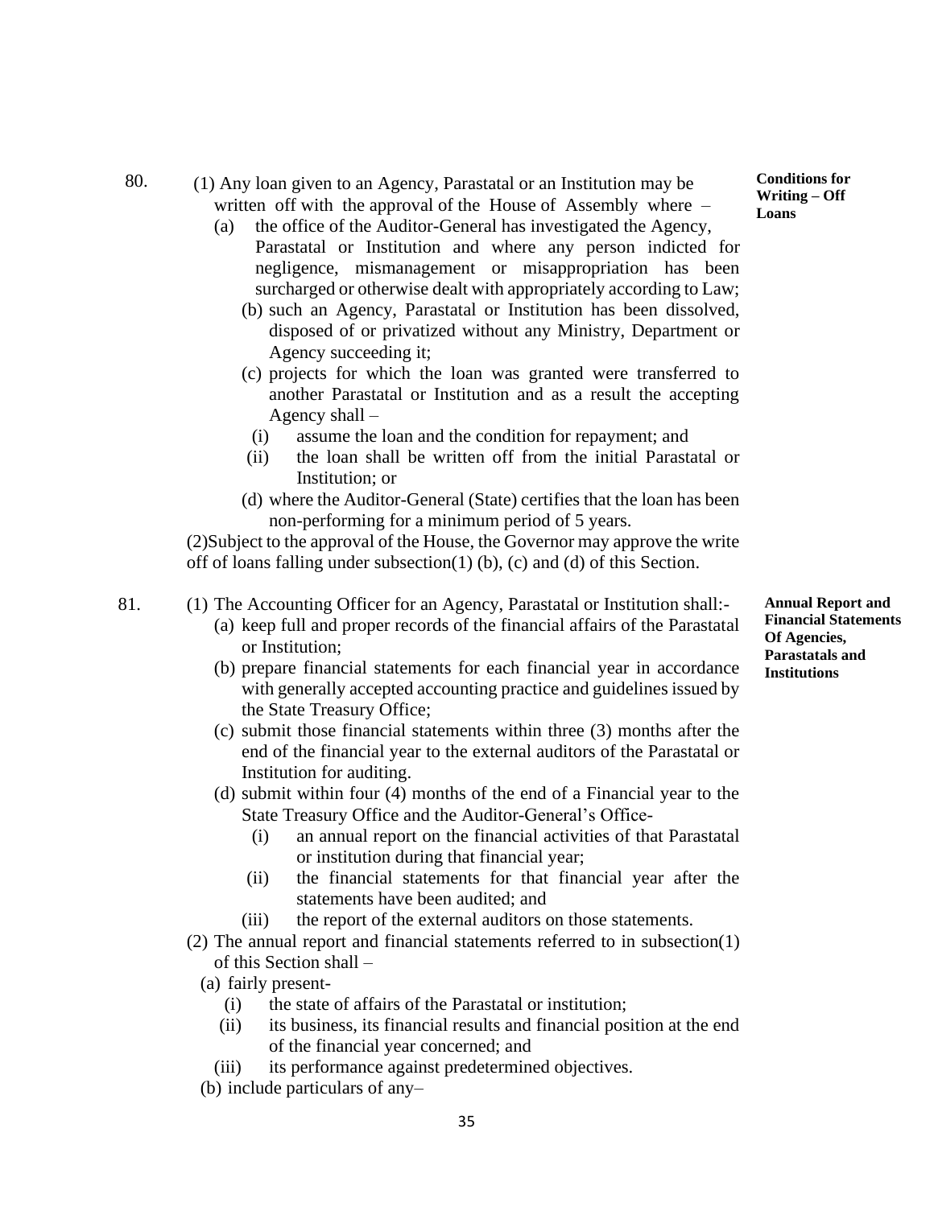**80. Conditions for Writing – Off Loans**

(1) Any loan given to an Agency, Parastatal or an Institution may be written off with the approval of the House of Assembly where –

- (a) the office of the Auditor-General has investigated the Agency, Parastatal or Institution and where any person indicted for negligence, mismanagement or misappropriation has been surcharged or otherwise dealt with appropriately according to Law;
- (b) such an Agency, Parastatal or Institution has been dissolved, disposed of or privatized without any Ministry, Department or Agency succeeding it;
- (c) projects for which the loan was granted were transferred to another Parastatal or Institution and as a result the accepting Agency shall –
  - (i) assume the loan and the condition for repayment; and
  - (ii) the loan shall be written off from the initial Parastatal or Institution; or
- (d) where the Auditor-General (State) certifies that the loan has been non-performing for a minimum period of 5 years.

(2)Subject to the approval of the House, the Governor may approve the write off of loans falling under subsection(1) (b), (c) and (d) of this Section.

**81. Annual Report and Financial Statements Of Agencies, Parastatals and Institutions**

(1) The Accounting Officer for an Agency, Parastatal or Institution shall:-

- (a) keep full and proper records of the financial affairs of the Parastatal or Institution;
- (b) prepare financial statements for each financial year in accordance with generally accepted accounting practice and guidelines issued by the State Treasury Office;
- (c) submit those financial statements within three (3) months after the end of the financial year to the external auditors of the Parastatal or Institution for auditing.
- (d) submit within four (4) months of the end of a Financial year to the State Treasury Office and the Auditor-General's Office-
  - (i) an annual report on the financial activities of that Parastatal or institution during that financial year;
  - (ii) the financial statements for that financial year after the statements have been audited; and
  - (iii) the report of the external auditors on those statements.

(2) The annual report and financial statements referred to in subsection(1) of this Section shall –

- (a) fairly present-
  - (i) the state of affairs of the Parastatal or institution;
  - (ii) its business, its financial results and financial position at the end of the financial year concerned; and
  - (iii) its performance against predetermined objectives.
- (b) include particulars of any–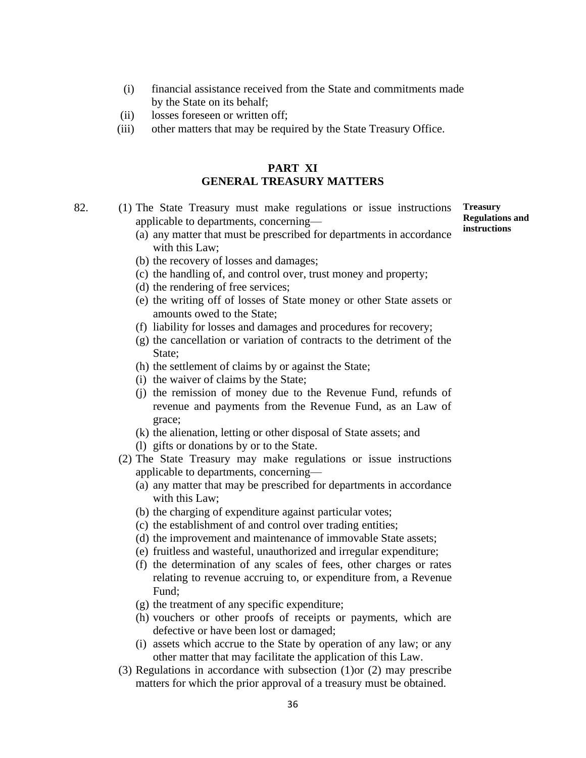(i) financial assistance received from the State and commitments made by the State on its behalf;

(ii) losses foreseen or written off;

(iii) other matters that may be required by the State Treasury Office.

## PART XI
## GENERAL TREASURY MATTERS

**Treasury Regulations and instructions**

82. (1) The State Treasury must make regulations or issue instructions applicable to departments, concerning—

(a) any matter that must be prescribed for departments in accordance with this Law;

(b) the recovery of losses and damages;

(c) the handling of, and control over, trust money and property;

(d) the rendering of free services;

(e) the writing off of losses of State money or other State assets or amounts owed to the State;

(f) liability for losses and damages and procedures for recovery;

(g) the cancellation or variation of contracts to the detriment of the State;

(h) the settlement of claims by or against the State;

(i) the waiver of claims by the State;

(j) the remission of money due to the Revenue Fund, refunds of revenue and payments from the Revenue Fund, as an Law of grace;

(k) the alienation, letting or other disposal of State assets; and

(l) gifts or donations by or to the State.

(2) The State Treasury may make regulations or issue instructions applicable to departments, concerning—

(a) any matter that may be prescribed for departments in accordance with this Law;

(b) the charging of expenditure against particular votes;

(c) the establishment of and control over trading entities;

(d) the improvement and maintenance of immovable State assets;

(e) fruitless and wasteful, unauthorized and irregular expenditure;

(f) the determination of any scales of fees, other charges or rates relating to revenue accruing to, or expenditure from, a Revenue Fund;

(g) the treatment of any specific expenditure;

(h) vouchers or other proofs of receipts or payments, which are defective or have been lost or damaged;

(i) assets which accrue to the State by operation of any law; or any other matter that may facilitate the application of this Law.

(3) Regulations in accordance with subsection (1)or (2) may prescribe matters for which the prior approval of a treasury must be obtained.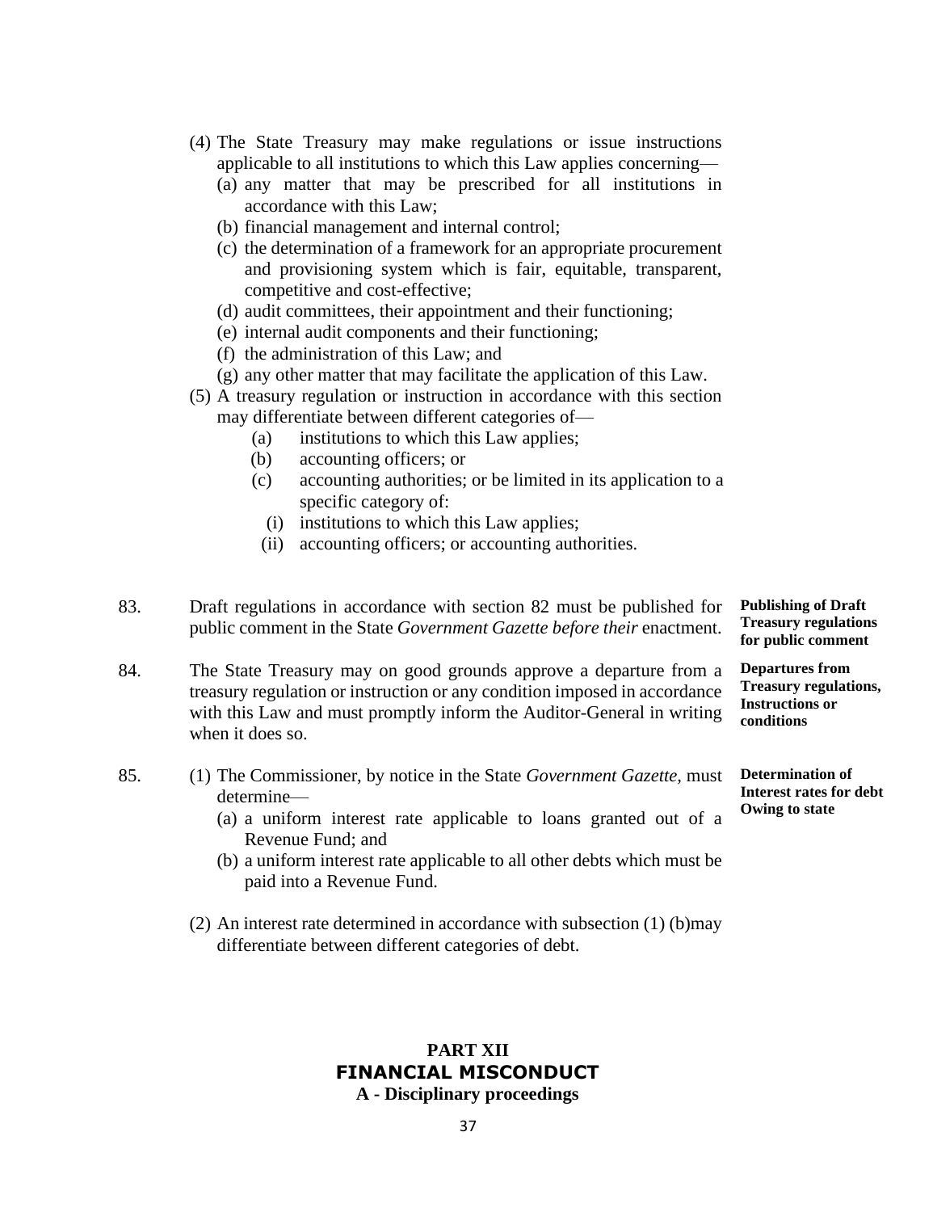(4) The State Treasury may make regulations or issue instructions applicable to all institutions to which this Law applies concerning—

(a) any matter that may be prescribed for all institutions in accordance with this Law;

(b) financial management and internal control;

(c) the determination of a framework for an appropriate procurement and provisioning system which is fair, equitable, transparent, competitive and cost-effective;

(d) audit committees, their appointment and their functioning;

(e) internal audit components and their functioning;

(f) the administration of this Law; and

(g) any other matter that may facilitate the application of this Law.

(5) A treasury regulation or instruction in accordance with this section may differentiate between different categories of—

(a) institutions to which this Law applies;

(b) accounting officers; or

(c) accounting authorities; or be limited in its application to a specific category of:

(i) institutions to which this Law applies;

(ii) accounting officers; or accounting authorities.

**Publishing of Draft Treasury regulations for public comment**

83. Draft regulations in accordance with section 82 must be published for public comment in the State *Government Gazette before their* enactment.

**Departures from Treasury regulations, Instructions or conditions**

84. The State Treasury may on good grounds approve a departure from a treasury regulation or instruction or any condition imposed in accordance with this Law and must promptly inform the Auditor-General in writing when it does so.

**Determination of Interest rates for debt Owing to state**

85. (1) The Commissioner, by notice in the State *Government Gazette*, must determine—

(a) a uniform interest rate applicable to loans granted out of a Revenue Fund; and

(b) a uniform interest rate applicable to all other debts which must be paid into a Revenue Fund.

(2) An interest rate determined in accordance with subsection (1) (b)may differentiate between different categories of debt.

## PART XII
## FINANCIAL MISCONDUCT
### A - Disciplinary proceedings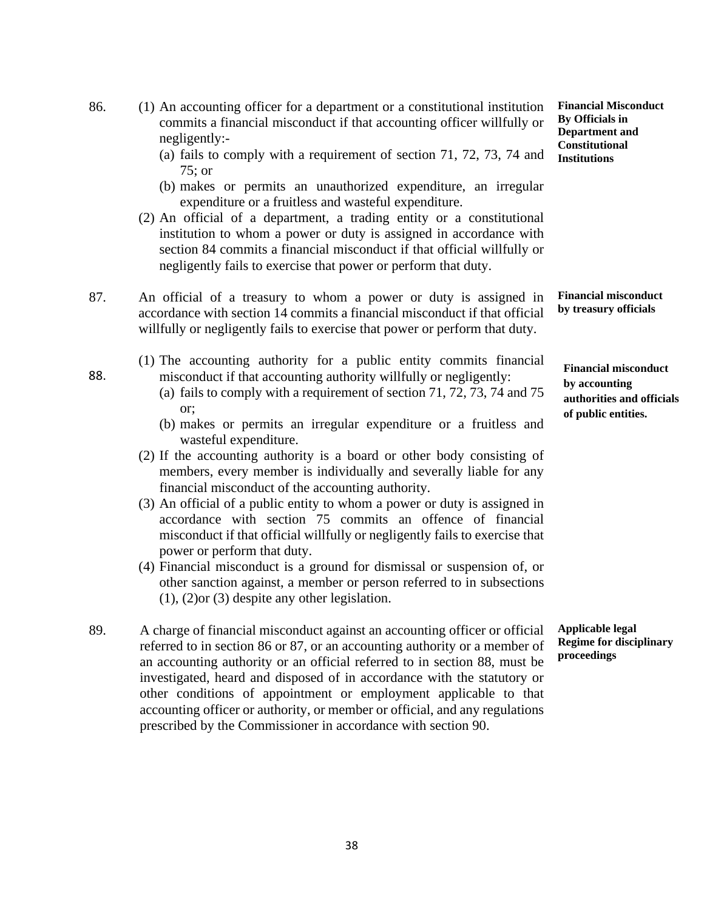**86. Financial Misconduct By Officials in Department and Constitutional Institutions**

(1) An accounting officer for a department or a constitutional institution commits a financial misconduct if that accounting officer willfully or negligently:-

(a) fails to comply with a requirement of section 71, 72, 73, 74 and 75; or

(b) makes or permits an unauthorized expenditure, an irregular expenditure or a fruitless and wasteful expenditure.

(2) An official of a department, a trading entity or a constitutional institution to whom a power or duty is assigned in accordance with section 84 commits a financial misconduct if that official willfully or negligently fails to exercise that power or perform that duty.

**87. Financial misconduct by treasury officials**

An official of a treasury to whom a power or duty is assigned in accordance with section 14 commits a financial misconduct if that official willfully or negligently fails to exercise that power or perform that duty.

**88. Financial misconduct by accounting authorities and officials of public entities.**

(1) The accounting authority for a public entity commits financial misconduct if that accounting authority willfully or negligently:

(a) fails to comply with a requirement of section 71, 72, 73, 74 and 75 or;

(b) makes or permits an irregular expenditure or a fruitless and wasteful expenditure.

(2) If the accounting authority is a board or other body consisting of members, every member is individually and severally liable for any financial misconduct of the accounting authority.

(3) An official of a public entity to whom a power or duty is assigned in accordance with section 75 commits an offence of financial misconduct if that official willfully or negligently fails to exercise that power or perform that duty.

(4) Financial misconduct is a ground for dismissal or suspension of, or other sanction against, a member or person referred to in subsections (1), (2)or (3) despite any other legislation.

**89. Applicable legal Regime for disciplinary proceedings**

A charge of financial misconduct against an accounting officer or official referred to in section 86 or 87, or an accounting authority or a member of an accounting authority or an official referred to in section 88, must be investigated, heard and disposed of in accordance with the statutory or other conditions of appointment or employment applicable to that accounting officer or authority, or member or official, and any regulations prescribed by the Commissioner in accordance with section 90.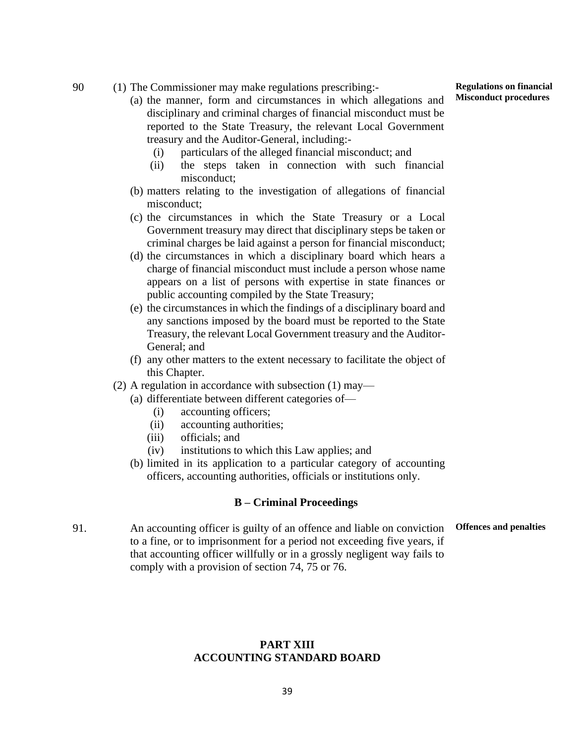**90** **Regulations on financial Misconduct procedures**

(1) The Commissioner may make regulations prescribing:-

(a) the manner, form and circumstances in which allegations and disciplinary and criminal charges of financial misconduct must be reported to the State Treasury, the relevant Local Government treasury and the Auditor-General, including:-

(i) particulars of the alleged financial misconduct; and

(ii) the steps taken in connection with such financial misconduct;

(b) matters relating to the investigation of allegations of financial misconduct;

(c) the circumstances in which the State Treasury or a Local Government treasury may direct that disciplinary steps be taken or criminal charges be laid against a person for financial misconduct;

(d) the circumstances in which a disciplinary board which hears a charge of financial misconduct must include a person whose name appears on a list of persons with expertise in state finances or public accounting compiled by the State Treasury;

(e) the circumstances in which the findings of a disciplinary board and any sanctions imposed by the board must be reported to the State Treasury, the relevant Local Government treasury and the Auditor-General; and

(f) any other matters to the extent necessary to facilitate the object of this Chapter.

(2) A regulation in accordance with subsection (1) may—

(a) differentiate between different categories of—

(i) accounting officers;

(ii) accounting authorities;

(iii) officials; and

(iv) institutions to which this Law applies; and

(b) limited in its application to a particular category of accounting officers, accounting authorities, officials or institutions only.

### B – Criminal Proceedings

**91.** **Offences and penalties**

An accounting officer is guilty of an offence and liable on conviction to a fine, or to imprisonment for a period not exceeding five years, if that accounting officer willfully or in a grossly negligent way fails to comply with a provision of section 74, 75 or 76.

## PART XIII
## ACCOUNTING STANDARD BOARD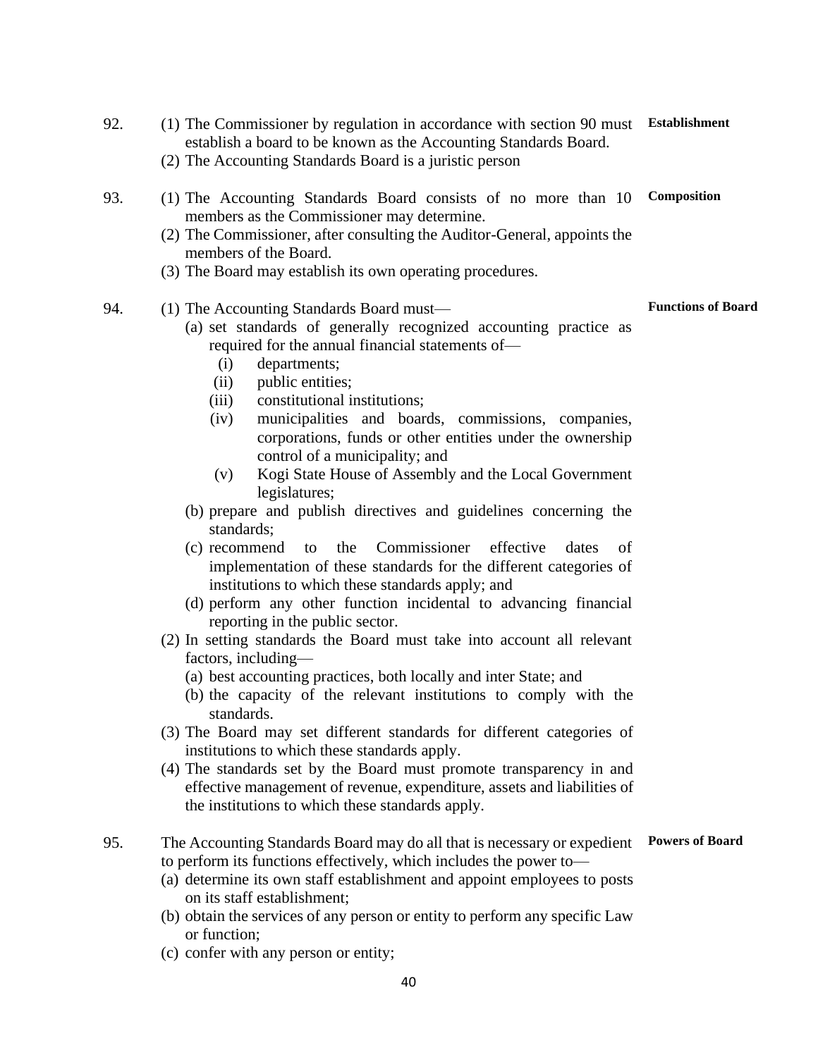**92. Establishment**

(1) The Commissioner by regulation in accordance with section 90 must establish a board to be known as the Accounting Standards Board.

(2) The Accounting Standards Board is a juristic person

**93. Composition**

(1) The Accounting Standards Board consists of no more than 10 members as the Commissioner may determine.

(2) The Commissioner, after consulting the Auditor-General, appoints the members of the Board.

(3) The Board may establish its own operating procedures.

**94. Functions of Board**

(1) The Accounting Standards Board must—

- (a) set standards of generally recognized accounting practice as required for the annual financial statements of—
  - (i) departments;
  - (ii) public entities;
  - (iii) constitutional institutions;
  - (iv) municipalities and boards, commissions, companies, corporations, funds or other entities under the ownership control of a municipality; and
  - (v) Kogi State House of Assembly and the Local Government legislatures;
- (b) prepare and publish directives and guidelines concerning the standards;
- (c) recommend to the Commissioner effective dates of implementation of these standards for the different categories of institutions to which these standards apply; and
- (d) perform any other function incidental to advancing financial reporting in the public sector.

(2) In setting standards the Board must take into account all relevant factors, including—

- (a) best accounting practices, both locally and inter State; and
- (b) the capacity of the relevant institutions to comply with the standards.

(3) The Board may set different standards for different categories of institutions to which these standards apply.

(4) The standards set by the Board must promote transparency in and effective management of revenue, expenditure, assets and liabilities of the institutions to which these standards apply.

**95. Powers of Board**

The Accounting Standards Board may do all that is necessary or expedient to perform its functions effectively, which includes the power to—

- (a) determine its own staff establishment and appoint employees to posts on its staff establishment;
- (b) obtain the services of any person or entity to perform any specific Law or function;
- (c) confer with any person or entity;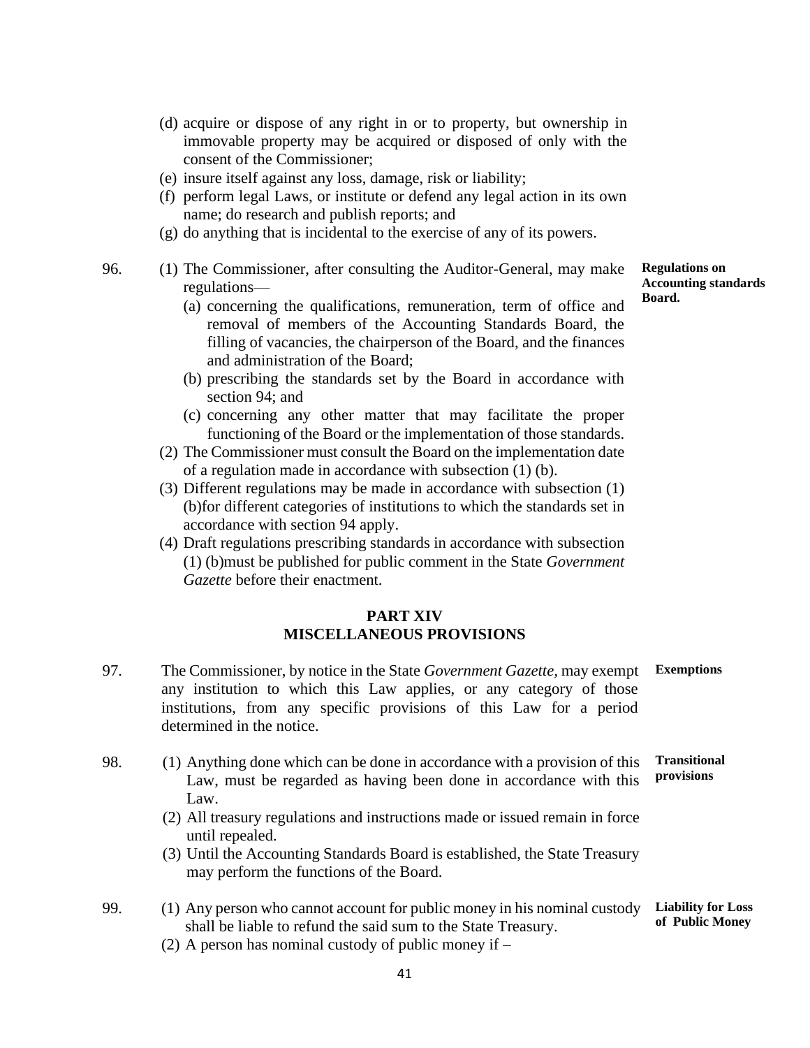(d) acquire or dispose of any right in or to property, but ownership in immovable property may be acquired or disposed of only with the consent of the Commissioner;

(e) insure itself against any loss, damage, risk or liability;

(f) perform legal Laws, or institute or defend any legal action in its own name; do research and publish reports; and

(g) do anything that is incidental to the exercise of any of its powers.

**Regulations on Accounting standards Board.**

96. (1) The Commissioner, after consulting the Auditor-General, may make regulations—

(a) concerning the qualifications, remuneration, term of office and removal of members of the Accounting Standards Board, the filling of vacancies, the chairperson of the Board, and the finances and administration of the Board;

(b) prescribing the standards set by the Board in accordance with section 94; and

(c) concerning any other matter that may facilitate the proper functioning of the Board or the implementation of those standards.

(2) The Commissioner must consult the Board on the implementation date of a regulation made in accordance with subsection (1) (b).

(3) Different regulations may be made in accordance with subsection (1) (b)for different categories of institutions to which the standards set in accordance with section 94 apply.

(4) Draft regulations prescribing standards in accordance with subsection (1) (b)must be published for public comment in the State *Government Gazette* before their enactment.

## PART XIV
## MISCELLANEOUS PROVISIONS

**Exemptions**

97. The Commissioner, by notice in the State *Government Gazette*, may exempt any institution to which this Law applies, or any category of those institutions, from any specific provisions of this Law for a period determined in the notice.

**Transitional provisions**

98. (1) Anything done which can be done in accordance with a provision of this Law, must be regarded as having been done in accordance with this Law.

(2) All treasury regulations and instructions made or issued remain in force until repealed.

(3) Until the Accounting Standards Board is established, the State Treasury may perform the functions of the Board.

**Liability for Loss of Public Money**

99. (1) Any person who cannot account for public money in his nominal custody shall be liable to refund the said sum to the State Treasury.

(2) A person has nominal custody of public money if –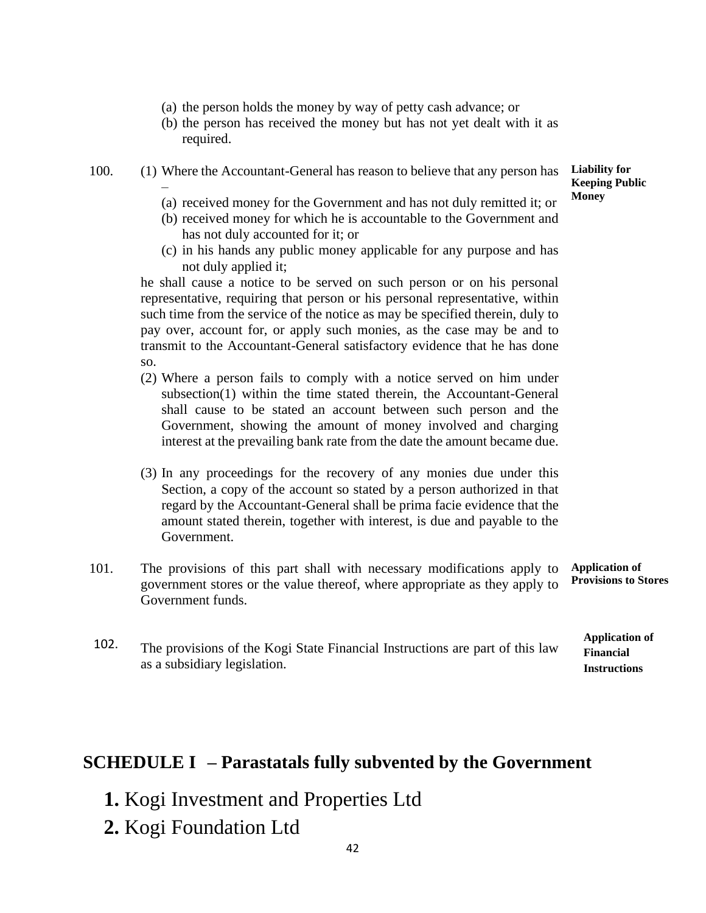(a) the person holds the money by way of petty cash advance; or
(b) the person has received the money but has not yet dealt with it as required.

**Liability for Keeping Public Money**

100. (1) Where the Accountant-General has reason to believe that any person has –

(a) received money for the Government and has not duly remitted it; or
(b) received money for which he is accountable to the Government and has not duly accounted for it; or
(c) in his hands any public money applicable for any purpose and has not duly applied it;

he shall cause a notice to be served on such person or on his personal representative, requiring that person or his personal representative, within such time from the service of the notice as may be specified therein, duly to pay over, account for, or apply such monies, as the case may be and to transmit to the Accountant-General satisfactory evidence that he has done so.

(2) Where a person fails to comply with a notice served on him under subsection(1) within the time stated therein, the Accountant-General shall cause to be stated an account between such person and the Government, showing the amount of money involved and charging interest at the prevailing bank rate from the date the amount became due.

(3) In any proceedings for the recovery of any monies due under this Section, a copy of the account so stated by a person authorized in that regard by the Accountant-General shall be prima facie evidence that the amount stated therein, together with interest, is due and payable to the Government.

**Application of Provisions to Stores**

101. The provisions of this part shall with necessary modifications apply to government stores or the value thereof, where appropriate as they apply to Government funds.

**Application of Financial Instructions**

102. The provisions of the Kogi State Financial Instructions are part of this law as a subsidiary legislation.

## SCHEDULE I – Parastatals fully subvented by the Government

1. Kogi Investment and Properties Ltd
2. Kogi Foundation Ltd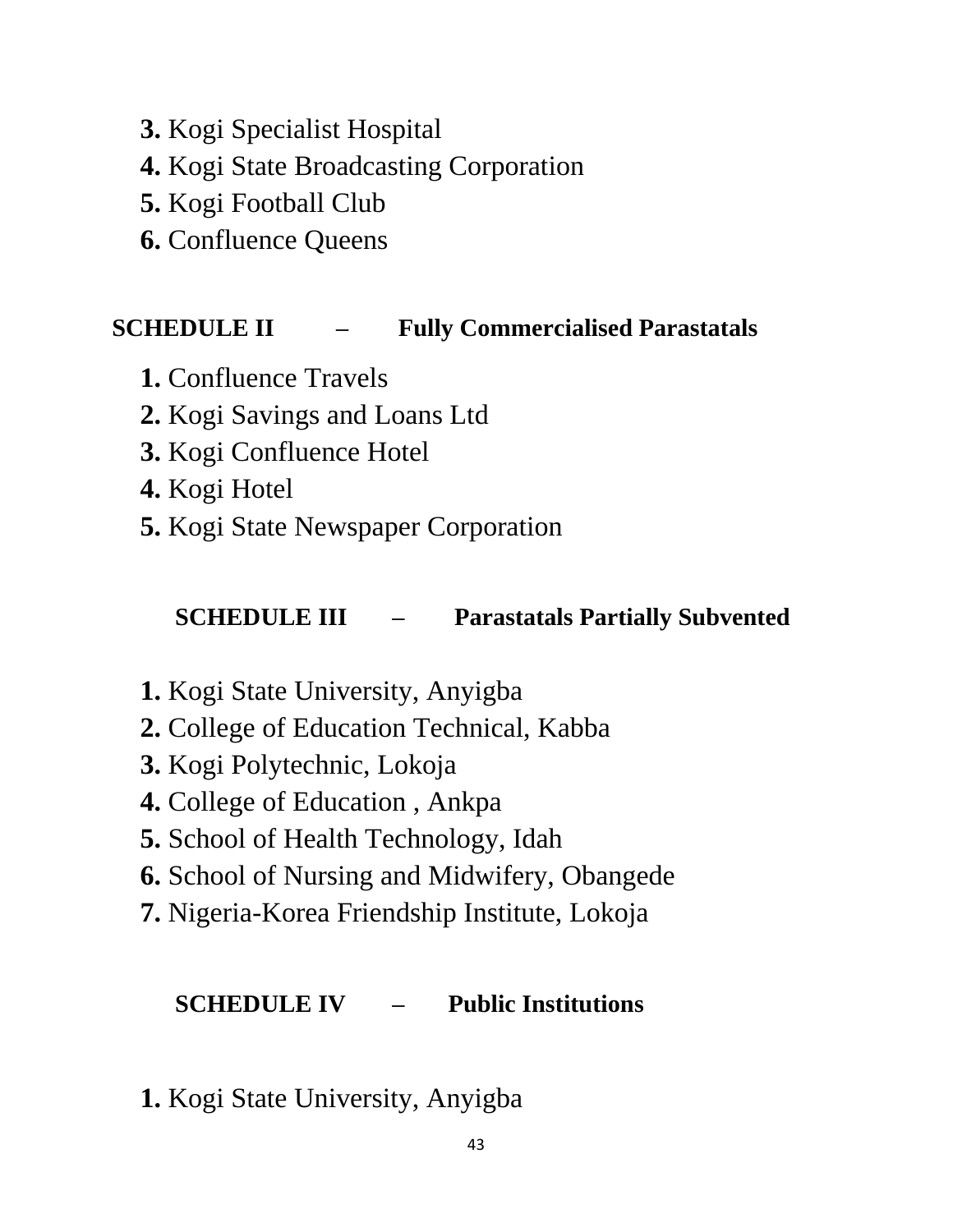3. Kogi Specialist Hospital
4. Kogi State Broadcasting Corporation
5. Kogi Football Club
6. Confluence Queens

**SCHEDULE II – Fully Commercialised Parastatals**

1. Confluence Travels
2. Kogi Savings and Loans Ltd
3. Kogi Confluence Hotel
4. Kogi Hotel
5. Kogi State Newspaper Corporation

**SCHEDULE III – Parastatals Partially Subvented**

1. Kogi State University, Anyigba
2. College of Education Technical, Kabba
3. Kogi Polytechnic, Lokoja
4. College of Education , Ankpa
5. School of Health Technology, Idah
6. School of Nursing and Midwifery, Obangede
7. Nigeria-Korea Friendship Institute, Lokoja

**SCHEDULE IV – Public Institutions**

1. Kogi State University, Anyigba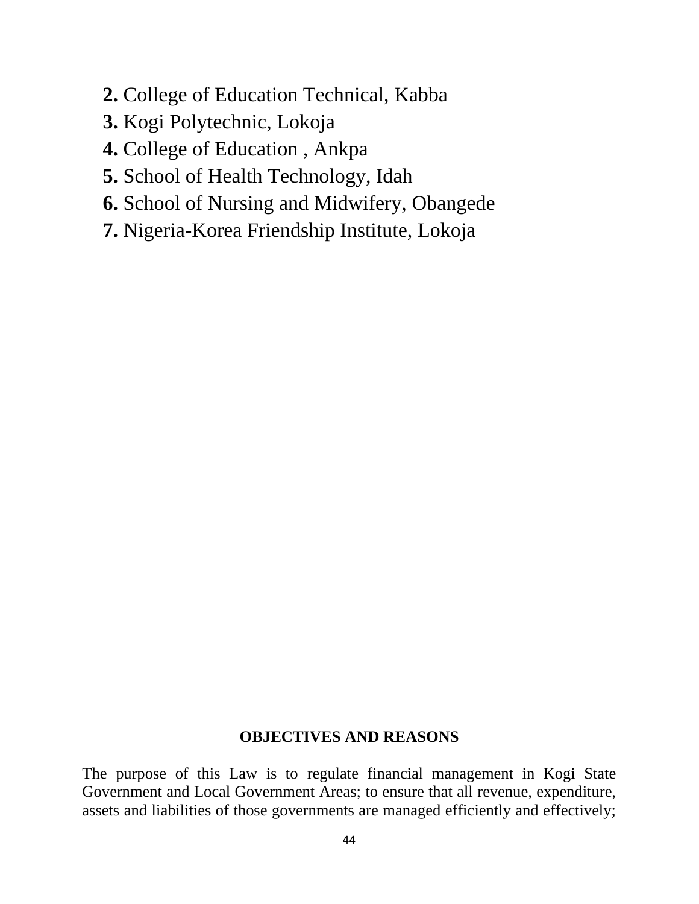**2.** College of Education Technical, Kabba
**3.** Kogi Polytechnic, Lokoja
**4.** College of Education , Ankpa
**5.** School of Health Technology, Idah
**6.** School of Nursing and Midwifery, Obangede
**7.** Nigeria-Korea Friendship Institute, Lokoja

## OBJECTIVES AND REASONS

The purpose of this Law is to regulate financial management in Kogi State Government and Local Government Areas; to ensure that all revenue, expenditure, assets and liabilities of those governments are managed efficiently and effectively;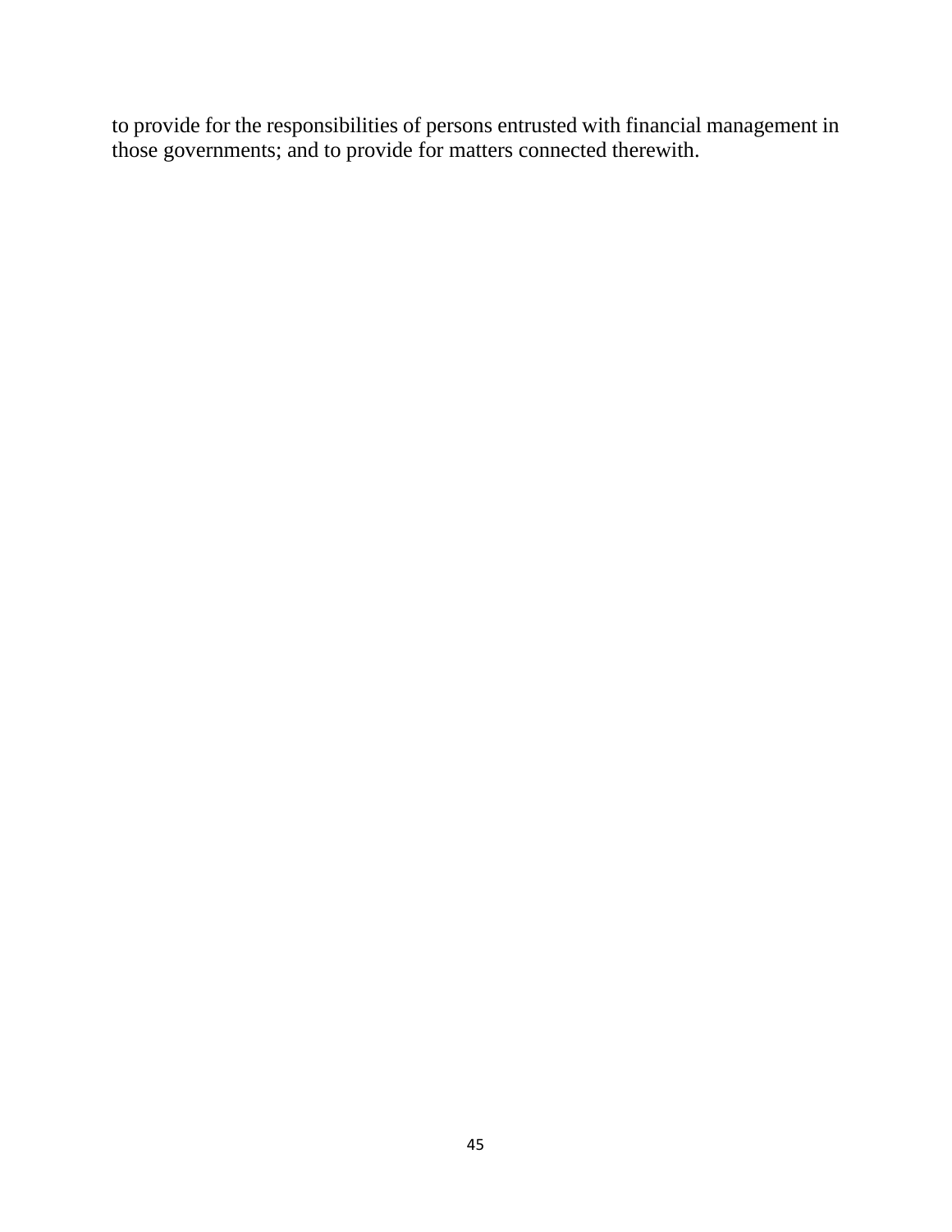to provide for the responsibilities of persons entrusted with financial management in those governments; and to provide for matters connected therewith.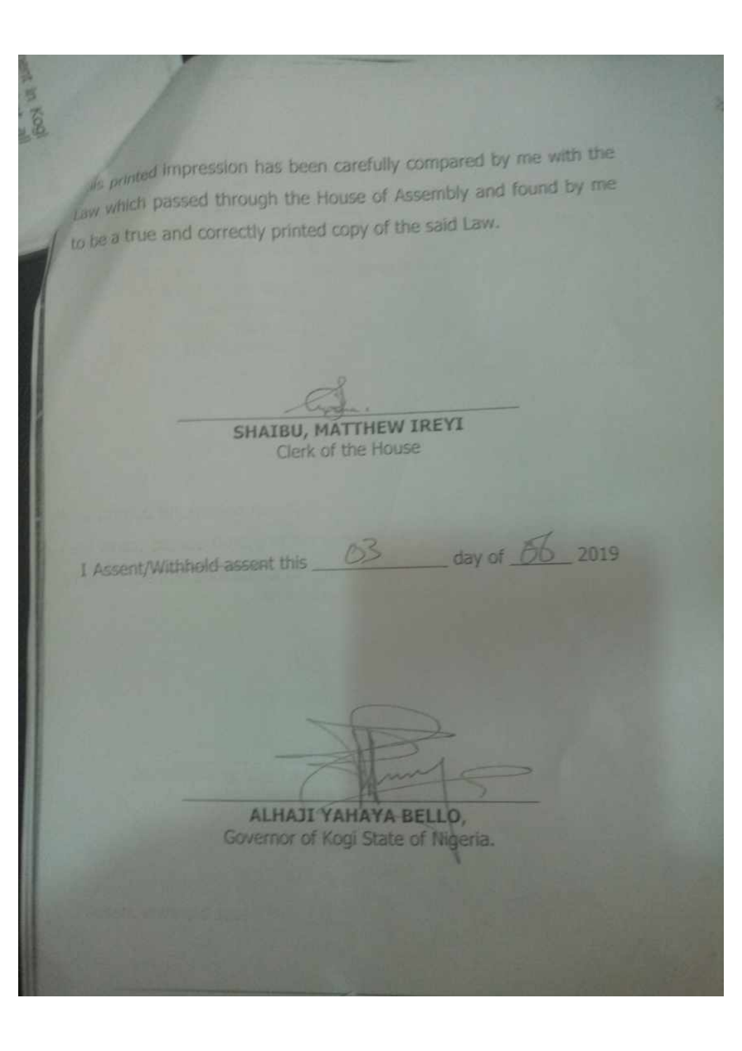This printed impression has been carefully compared by me with the Law which passed through the House of Assembly and found by me to be a true and correctly printed copy of the said Law.

**SHAIBU, MATTHEW IREYI**
Clerk of the House

I Assent/~~Withhold assent~~ this 03 day of 06 2019

**ALHAJI YAHAYA BELLO,**
Governor of Kogi State of Nigeria.